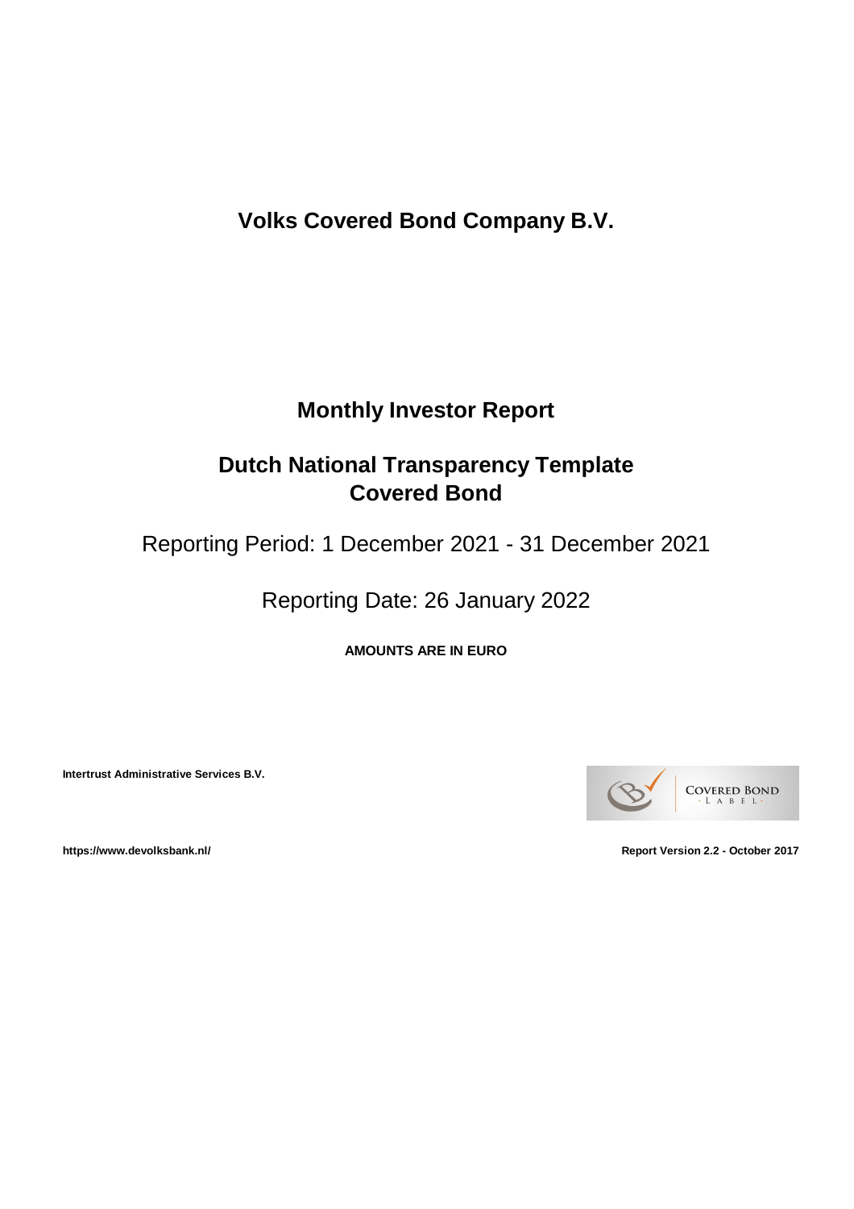# Volks Covered Bond Company B.V.

## Monthly Investor Report

## Dutch National Transparency Template
## Covered Bond

Reporting Period: 1 December 2021 - 31 December 2021

Reporting Date: 26 January 2022

**AMOUNTS ARE IN EURO**

**Intertrust Administrative Services B.V.**

COVERED BOND LABEL

**https://www.devolksbank.nl/**

**Report Version 2.2 - October 2017**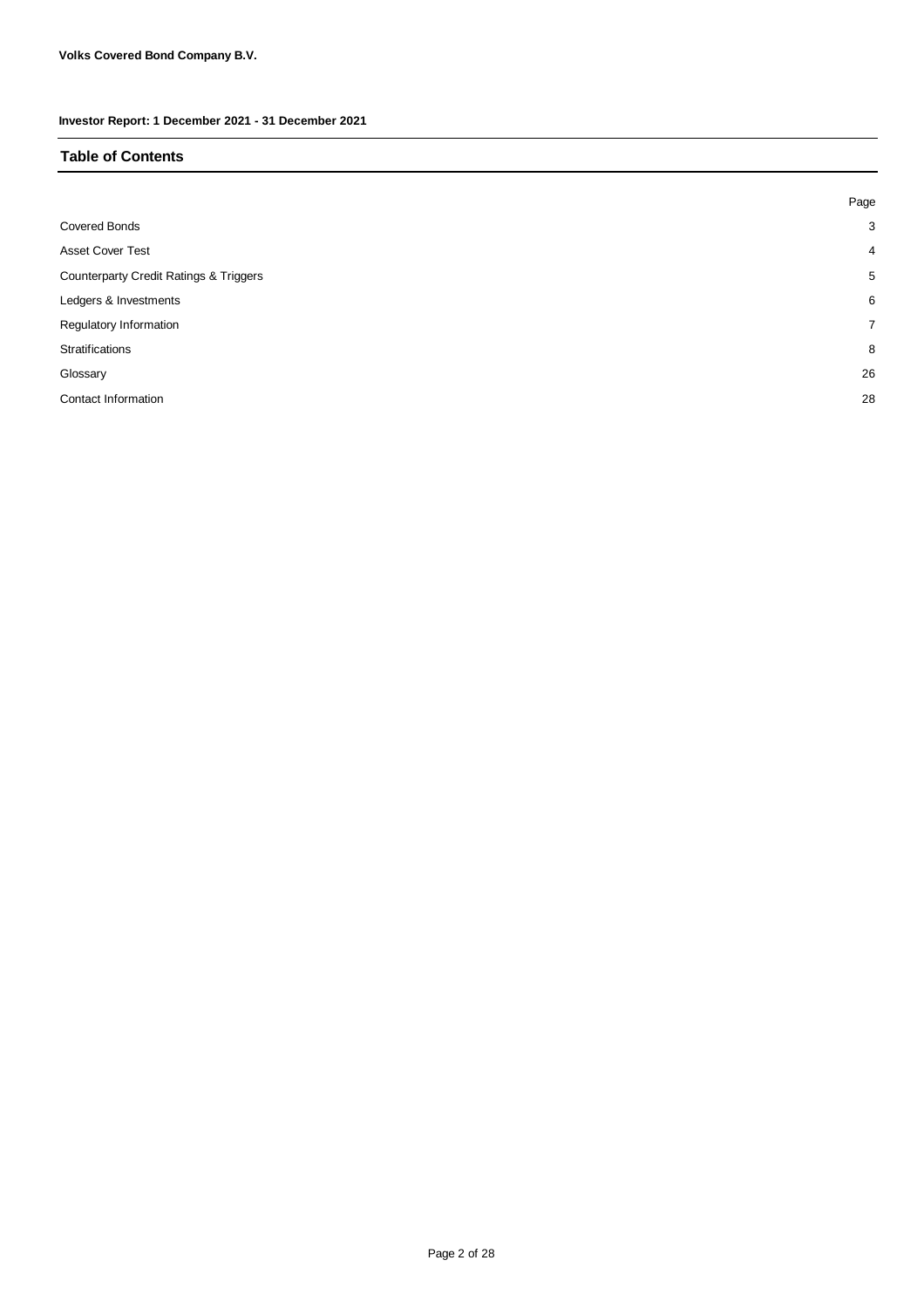**Volks Covered Bond Company B.V.**

**Investor Report: 1 December 2021 - 31 December 2021**

## Table of Contents

| | Page |
|---|---|
| Covered Bonds | 3 |
| Asset Cover Test | 4 |
| Counterparty Credit Ratings & Triggers | 5 |
| Ledgers & Investments | 6 |
| Regulatory Information | 7 |
| Stratifications | 8 |
| Glossary | 26 |
| Contact Information | 28 |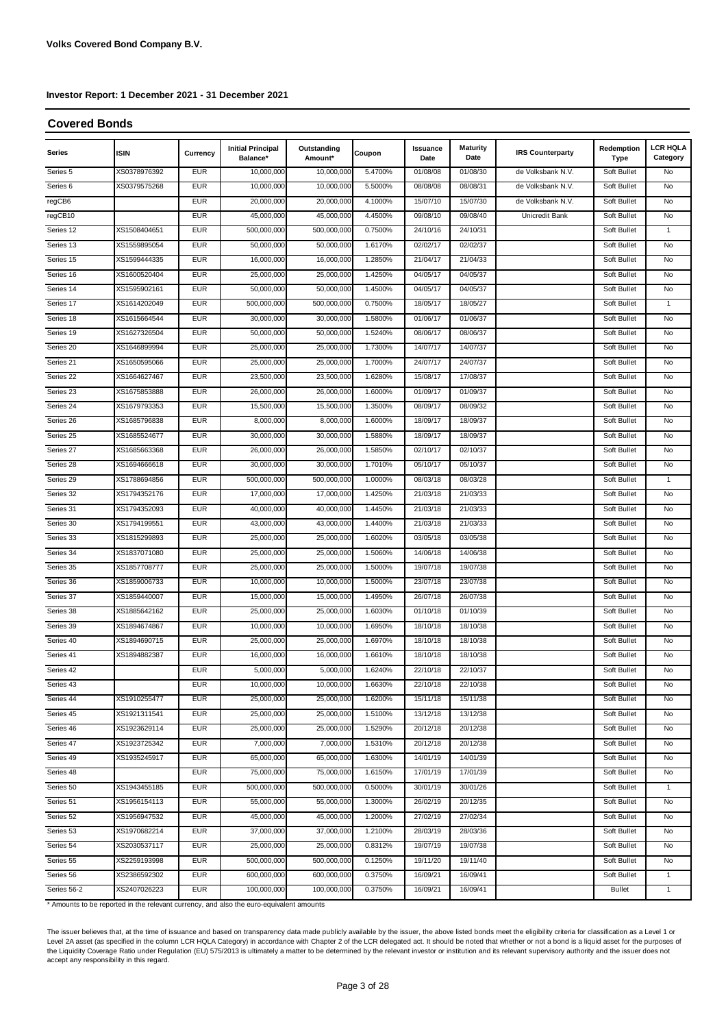**Volks Covered Bond Company B.V.**

**Investor Report: 1 December 2021 - 31 December 2021**

## Covered Bonds

| Series | ISIN | Currency | Initial Principal Balance* | Outstanding Amount* | Coupon | Issuance Date | Maturity Date | IRS Counterparty | Redemption Type | LCR HQLA Category |
|---|---|---|---|---|---|---|---|---|---|---|
| Series 5 | XS0378976392 | EUR | 10,000,000 | 10,000,000 | 5.4700% | 01/08/08 | 01/08/30 | de Volksbank N.V. | Soft Bullet | No |
| Series 6 | XS0379575268 | EUR | 10,000,000 | 10,000,000 | 5.5000% | 08/08/08 | 08/08/31 | de Volksbank N.V. | Soft Bullet | No |
| regCB6 | | EUR | 20,000,000 | 20,000,000 | 4.1000% | 15/07/10 | 15/07/30 | de Volksbank N.V. | Soft Bullet | No |
| regCB10 | | EUR | 45,000,000 | 45,000,000 | 4.4500% | 09/08/10 | 09/08/40 | Unicredit Bank | Soft Bullet | No |
| Series 12 | XS1508404651 | EUR | 500,000,000 | 500,000,000 | 0.7500% | 24/10/16 | 24/10/31 | | Soft Bullet | 1 |
| Series 13 | XS1559895054 | EUR | 50,000,000 | 50,000,000 | 1.6170% | 02/02/17 | 02/02/37 | | Soft Bullet | No |
| Series 15 | XS1599444335 | EUR | 16,000,000 | 16,000,000 | 1.2850% | 21/04/17 | 21/04/33 | | Soft Bullet | No |
| Series 16 | XS1600520404 | EUR | 25,000,000 | 25,000,000 | 1.4250% | 04/05/17 | 04/05/37 | | Soft Bullet | No |
| Series 14 | XS1595902161 | EUR | 50,000,000 | 50,000,000 | 1.4500% | 04/05/17 | 04/05/37 | | Soft Bullet | No |
| Series 17 | XS1614202049 | EUR | 500,000,000 | 500,000,000 | 0.7500% | 18/05/17 | 18/05/27 | | Soft Bullet | 1 |
| Series 18 | XS1615664544 | EUR | 30,000,000 | 30,000,000 | 1.5800% | 01/06/17 | 01/06/37 | | Soft Bullet | No |
| Series 19 | XS1627326504 | EUR | 50,000,000 | 50,000,000 | 1.5240% | 08/06/17 | 08/06/37 | | Soft Bullet | No |
| Series 20 | XS1646899994 | EUR | 25,000,000 | 25,000,000 | 1.7300% | 14/07/17 | 14/07/37 | | Soft Bullet | No |
| Series 21 | XS1650595066 | EUR | 25,000,000 | 25,000,000 | 1.7000% | 24/07/17 | 24/07/37 | | Soft Bullet | No |
| Series 22 | XS1664627467 | EUR | 23,500,000 | 23,500,000 | 1.6280% | 15/08/17 | 17/08/37 | | Soft Bullet | No |
| Series 23 | XS1675853888 | EUR | 26,000,000 | 26,000,000 | 1.6000% | 01/09/17 | 01/09/37 | | Soft Bullet | No |
| Series 24 | XS1679793353 | EUR | 15,500,000 | 15,500,000 | 1.3500% | 08/09/17 | 08/09/32 | | Soft Bullet | No |
| Series 26 | XS1685796838 | EUR | 8,000,000 | 8,000,000 | 1.6000% | 18/09/17 | 18/09/37 | | Soft Bullet | No |
| Series 25 | XS1685524677 | EUR | 30,000,000 | 30,000,000 | 1.5880% | 18/09/17 | 18/09/37 | | Soft Bullet | No |
| Series 27 | XS1685663368 | EUR | 26,000,000 | 26,000,000 | 1.5850% | 02/10/17 | 02/10/37 | | Soft Bullet | No |
| Series 28 | XS1694666618 | EUR | 30,000,000 | 30,000,000 | 1.7010% | 05/10/17 | 05/10/37 | | Soft Bullet | No |
| Series 29 | XS1788694856 | EUR | 500,000,000 | 500,000,000 | 1.0000% | 08/03/18 | 08/03/28 | | Soft Bullet | 1 |
| Series 32 | XS1794352176 | EUR | 17,000,000 | 17,000,000 | 1.4250% | 21/03/18 | 21/03/33 | | Soft Bullet | No |
| Series 31 | XS1794352093 | EUR | 40,000,000 | 40,000,000 | 1.4450% | 21/03/18 | 21/03/33 | | Soft Bullet | No |
| Series 30 | XS1794199551 | EUR | 43,000,000 | 43,000,000 | 1.4400% | 21/03/18 | 21/03/33 | | Soft Bullet | No |
| Series 33 | XS1815299893 | EUR | 25,000,000 | 25,000,000 | 1.6020% | 03/05/18 | 03/05/38 | | Soft Bullet | No |
| Series 34 | XS1837071080 | EUR | 25,000,000 | 25,000,000 | 1.5060% | 14/06/18 | 14/06/38 | | Soft Bullet | No |
| Series 35 | XS1857708777 | EUR | 25,000,000 | 25,000,000 | 1.5000% | 19/07/18 | 19/07/38 | | Soft Bullet | No |
| Series 36 | XS1859006733 | EUR | 10,000,000 | 10,000,000 | 1.5000% | 23/07/18 | 23/07/38 | | Soft Bullet | No |
| Series 37 | XS1859440007 | EUR | 15,000,000 | 15,000,000 | 1.4950% | 26/07/18 | 26/07/38 | | Soft Bullet | No |
| Series 38 | XS1885642162 | EUR | 25,000,000 | 25,000,000 | 1.6030% | 01/10/18 | 01/10/39 | | Soft Bullet | No |
| Series 39 | XS1894674867 | EUR | 10,000,000 | 10,000,000 | 1.6950% | 18/10/18 | 18/10/38 | | Soft Bullet | No |
| Series 40 | XS1894690715 | EUR | 25,000,000 | 25,000,000 | 1.6970% | 18/10/18 | 18/10/38 | | Soft Bullet | No |
| Series 41 | XS1894882387 | EUR | 16,000,000 | 16,000,000 | 1.6610% | 18/10/18 | 18/10/38 | | Soft Bullet | No |
| Series 42 | | EUR | 5,000,000 | 5,000,000 | 1.6240% | 22/10/18 | 22/10/37 | | Soft Bullet | No |
| Series 43 | | EUR | 10,000,000 | 10,000,000 | 1.6630% | 22/10/18 | 22/10/38 | | Soft Bullet | No |
| Series 44 | XS1910255477 | EUR | 25,000,000 | 25,000,000 | 1.6200% | 15/11/18 | 15/11/38 | | Soft Bullet | No |
| Series 45 | XS1921311541 | EUR | 25,000,000 | 25,000,000 | 1.5100% | 13/12/18 | 13/12/38 | | Soft Bullet | No |
| Series 46 | XS1923629114 | EUR | 25,000,000 | 25,000,000 | 1.5290% | 20/12/18 | 20/12/38 | | Soft Bullet | No |
| Series 47 | XS1923725342 | EUR | 7,000,000 | 7,000,000 | 1.5310% | 20/12/18 | 20/12/38 | | Soft Bullet | No |
| Series 49 | XS1935245917 | EUR | 65,000,000 | 65,000,000 | 1.6300% | 14/01/19 | 14/01/39 | | Soft Bullet | No |
| Series 48 | | EUR | 75,000,000 | 75,000,000 | 1.6150% | 17/01/19 | 17/01/39 | | Soft Bullet | No |
| Series 50 | XS1943455185 | EUR | 500,000,000 | 500,000,000 | 0.5000% | 30/01/19 | 30/01/26 | | Soft Bullet | 1 |
| Series 51 | XS1956154113 | EUR | 55,000,000 | 55,000,000 | 1.3000% | 26/02/19 | 20/12/35 | | Soft Bullet | No |
| Series 52 | XS1956947532 | EUR | 45,000,000 | 45,000,000 | 1.2000% | 27/02/19 | 27/02/34 | | Soft Bullet | No |
| Series 53 | XS1970682214 | EUR | 37,000,000 | 37,000,000 | 1.2100% | 28/03/19 | 28/03/36 | | Soft Bullet | No |
| Series 54 | XS2030537117 | EUR | 25,000,000 | 25,000,000 | 0.8312% | 19/07/19 | 19/07/38 | | Soft Bullet | No |
| Series 55 | XS2259193998 | EUR | 500,000,000 | 500,000,000 | 0.1250% | 19/11/20 | 19/11/40 | | Soft Bullet | No |
| Series 56 | XS2386592302 | EUR | 600,000,000 | 600,000,000 | 0.3750% | 16/09/21 | 16/09/41 | | Soft Bullet | 1 |
| Series 56-2 | XS2407026223 | EUR | 100,000,000 | 100,000,000 | 0.3750% | 16/09/21 | 16/09/41 | | Bullet | 1 |

* Amounts to be reported in the relevant currency, and also the euro-equivalent amounts

The issuer believes that, at the time of issuance and based on transparency data made publicly available by the issuer, the above listed bonds meet the eligibility criteria for classification as a Level 1 or Level 2A asset (as specified in the column LCR HQLA Category) in accordance with Chapter 2 of the LCR delegated act. It should be noted that whether or not a bond is a liquid asset for the purposes of the Liquidity Coverage Ratio under Regulation (EU) 575/2013 is ultimately a matter to be determined by the relevant investor or institution and its relevant supervisory authority and the issuer does not accept any responsibility in this regard.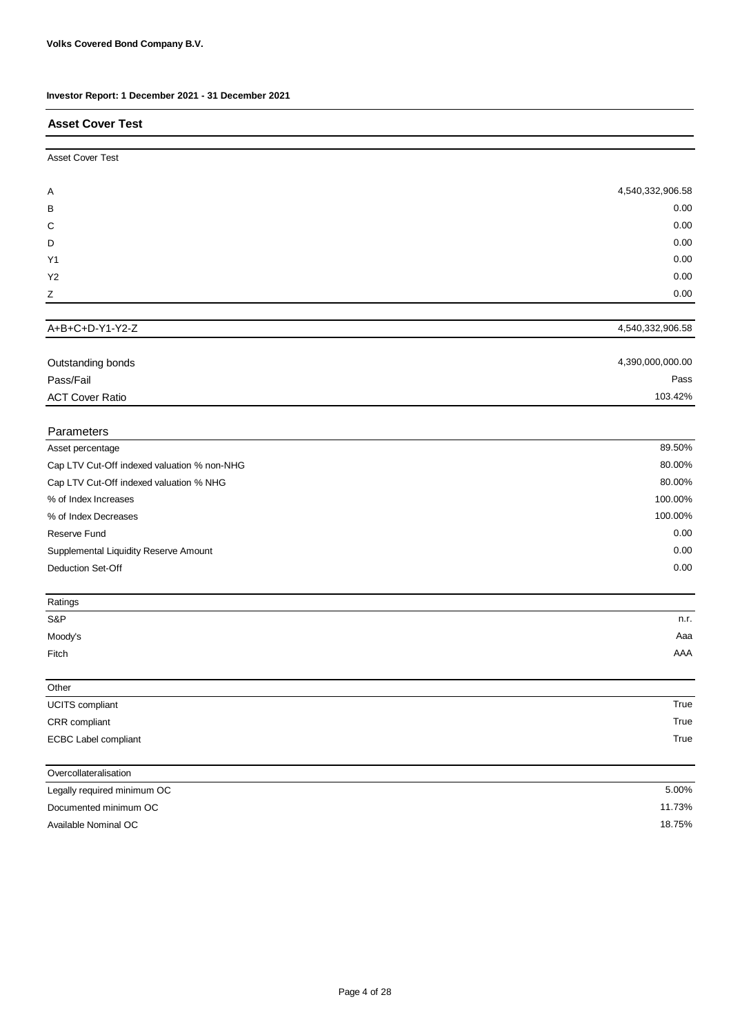**Volks Covered Bond Company B.V.**

**Investor Report: 1 December 2021 - 31 December 2021**

## Asset Cover Test

| Asset Cover Test | |
|---|---|
| A | 4,540,332,906.58 |
| B | 0.00 |
| C | 0.00 |
| D | 0.00 |
| Y1 | 0.00 |
| Y2 | 0.00 |
| Z | 0.00 |
| A+B+C+D-Y1-Y2-Z | 4,540,332,906.58 |
| Outstanding bonds | 4,390,000,000.00 |
| Pass/Fail | Pass |
| ACT Cover Ratio | 103.42% |

| Parameters | |
|---|---|
| Asset percentage | 89.50% |
| Cap LTV Cut-Off indexed valuation % non-NHG | 80.00% |
| Cap LTV Cut-Off indexed valuation % NHG | 80.00% |
| % of Index Increases | 100.00% |
| % of Index Decreases | 100.00% |
| Reserve Fund | 0.00 |
| Supplemental Liquidity Reserve Amount | 0.00 |
| Deduction Set-Off | 0.00 |

| Ratings | |
|---|---|
| S&P | n.r. |
| Moody's | Aaa |
| Fitch | AAA |

| Other | |
|---|---|
| UCITS compliant | True |
| CRR compliant | True |
| ECBC Label compliant | True |

| Overcollateralisation | |
|---|---|
| Legally required minimum OC | 5.00% |
| Documented minimum OC | 11.73% |
| Available Nominal OC | 18.75% |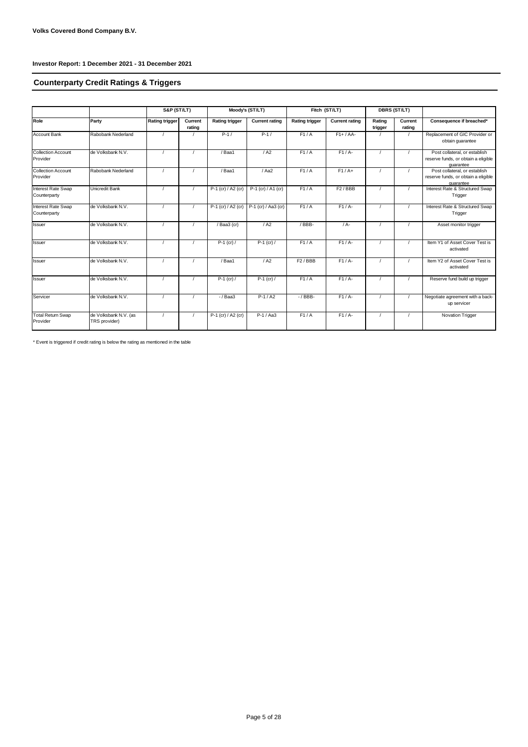**Volks Covered Bond Company B.V.**

**Investor Report: 1 December 2021 - 31 December 2021**

## Counterparty Credit Ratings & Triggers

| | | S&P (ST/LT) | | Moody's (ST/LT) | | Fitch (ST/LT) | | DBRS (ST/LT) | | |
|---|---|---|---|---|---|---|---|---|---|---|
| **Role** | **Party** | **Rating trigger** | **Current rating** | **Rating trigger** | **Current rating** | **Rating trigger** | **Current rating** | **Rating trigger** | **Current rating** | **Consequence if breached*** |
| Account Bank | Rabobank Nederland | / | / | P-1 / | P-1 / | F1 / A | F1+ / AA- | / | / | Replacement of GIC Provider or obtain guarantee |
| Collection Account Provider | de Volksbank N.V. | / | / | / Baa1 | / A2 | F1 / A | F1 / A- | / | / | Post collateral, or establish reserve funds, or obtain a eligible guarantee |
| Collection Account Provider | Rabobank Nederland | / | / | / Baa1 | / Aa2 | F1 / A | F1 / A+ | / | / | Post collateral, or establish reserve funds, or obtain a eligible guarantee |
| Interest Rate Swap Counterparty | Unicredit Bank | / | / | P-1 (cr) / A2 (cr) | P-1 (cr) / A1 (cr) | F1 / A | F2 / BBB | / | / | Interest Rate & Structured Swap Trigger |
| Interest Rate Swap Counterparty | de Volksbank N.V. | / | / | P-1 (cr) / A2 (cr) | P-1 (cr) / Aa3 (cr) | F1 / A | F1 / A- | / | / | Interest Rate & Structured Swap Trigger |
| Issuer | de Volksbank N.V. | / | / | / Baa3 (cr) | / A2 | / BBB- | / A- | / | / | Asset monitor trigger |
| Issuer | de Volksbank N.V. | / | / | P-1 (cr) / | P-1 (cr) / | F1 / A | F1 / A- | / | / | Item Y1 of Asset Cover Test is activated |
| Issuer | de Volksbank N.V. | / | / | / Baa1 | / A2 | F2 / BBB | F1 / A- | / | / | Item Y2 of Asset Cover Test is activated |
| Issuer | de Volksbank N.V. | / | / | P-1 (cr) / | P-1 (cr) / | F1 / A | F1 / A- | / | / | Reserve fund build up trigger |
| Servicer | de Volksbank N.V. | / | / | - / Baa3 | P-1 / A2 | - / BBB- | F1 / A- | / | / | Negotiate agreement with a back-up servicer |
| Total Return Swap Provider | de Volksbank N.V. (as TRS provider) | / | / | P-1 (cr) / A2 (cr) | P-1 / Aa3 | F1 / A | F1 / A- | / | / | Novation Trigger |

\* Event is triggered if credit rating is below the rating as mentioned in the table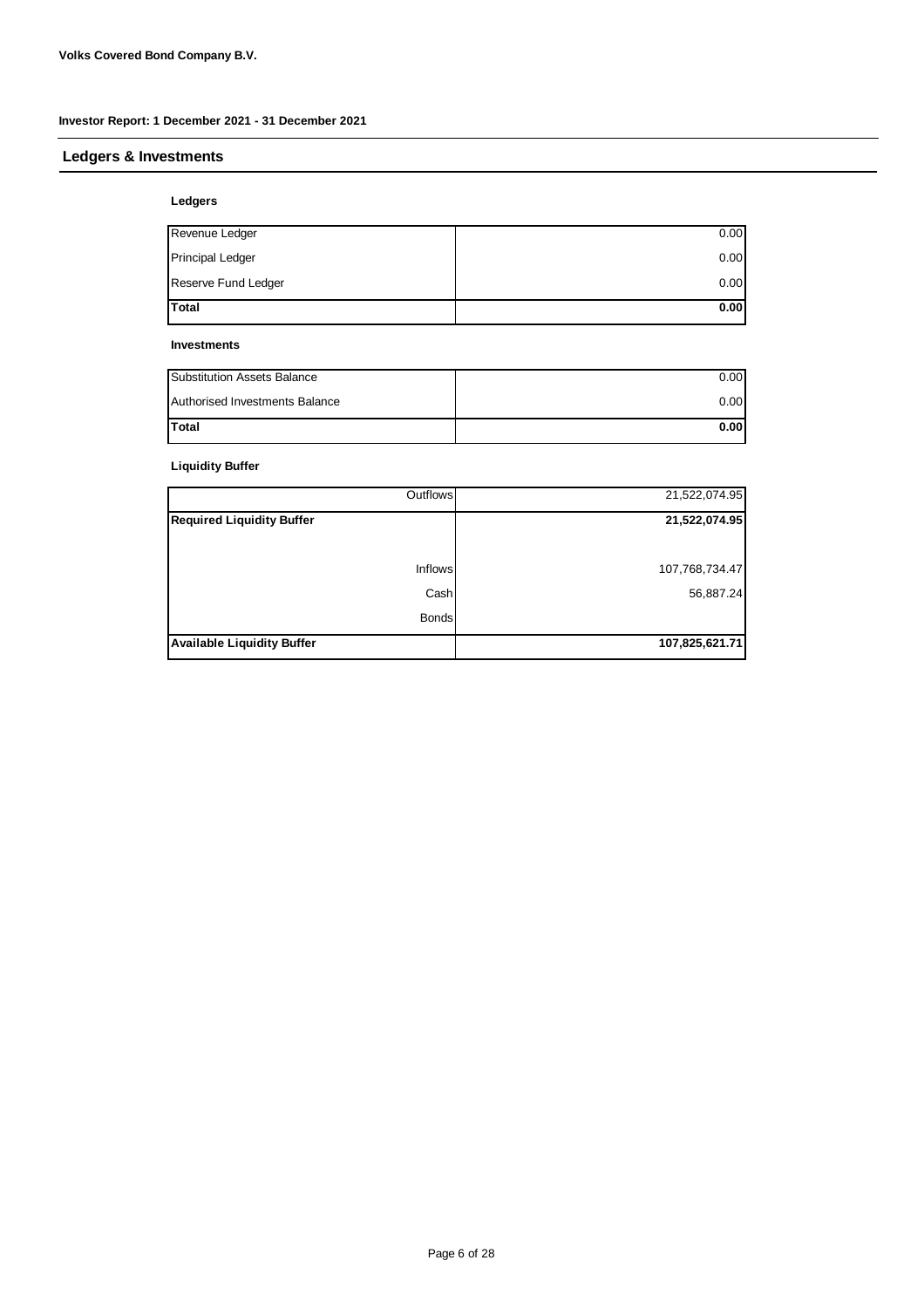**Volks Covered Bond Company B.V.**

**Investor Report: 1 December 2021 - 31 December 2021**

## Ledgers & Investments

### Ledgers

| | |
|---|---:|
| Revenue Ledger | 0.00 |
| Principal Ledger | 0.00 |
| Reserve Fund Ledger | 0.00 |
| **Total** | **0.00** |

### Investments

| | |
|---|---:|
| Substitution Assets Balance | 0.00 |
| Authorised Investments Balance | 0.00 |
| **Total** | **0.00** |

### Liquidity Buffer

| | |
|---:|---:|
| Outflows | 21,522,074.95 |
| **Required Liquidity Buffer** | **21,522,074.95** |
| | |
| Inflows | 107,768,734.47 |
| Cash | 56,887.24 |
| Bonds | |
| **Available Liquidity Buffer** | **107,825,621.71** |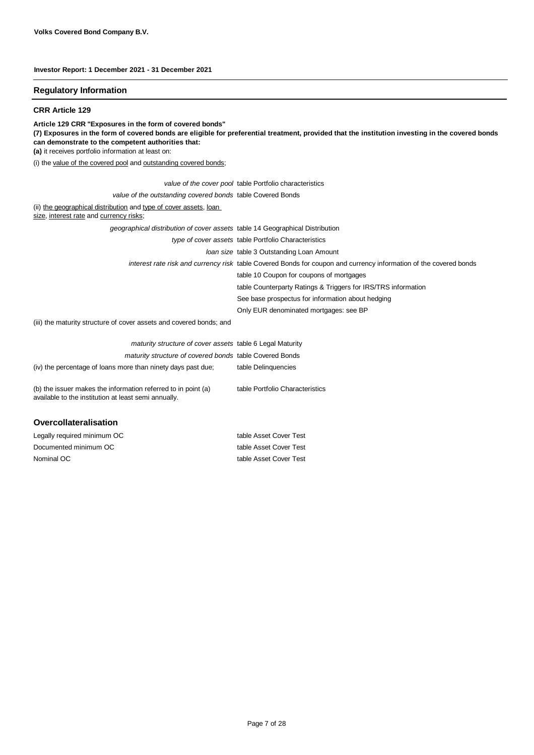**Volks Covered Bond Company B.V.**

**Investor Report: 1 December 2021 - 31 December 2021**

## Regulatory Information

### CRR Article 129

**Article 129 CRR "Exposures in the form of covered bonds"**
**(7) Exposures in the form of covered bonds are eligible for preferential treatment, provided that the institution investing in the covered bonds can demonstrate to the competent authorities that:**
**(a)** it receives portfolio information at least on:

(i) the value of the covered pool and outstanding covered bonds;

| | |
|---|---|
| *value of the cover pool* | table Portfolio characteristics |
| *value of the outstanding covered bonds* | table Covered Bonds |

(ii) the geographical distribution and type of cover assets, loan size, interest rate and currency risks;

| | |
|---|---|
| *geographical distribution of cover assets* | table 14 Geographical Distribution |
| *type of cover assets* | table Portfolio Characteristics |
| *loan size* | table 3 Outstanding Loan Amount |
| *interest rate risk and currency risk* | table Covered Bonds for coupon and currency information of the covered bonds |
| | table 10 Coupon for coupons of mortgages |
| | table Counterparty Ratings & Triggers for IRS/TRS information |
| | See base prospectus for information about hedging |
| | Only EUR denominated mortgages: see BP |

(iii) the maturity structure of cover assets and covered bonds; and

| | |
|---|---|
| *maturity structure of cover assets* | table 6 Legal Maturity |
| *maturity structure of covered bonds* | table Covered Bonds |
| (iv) the percentage of loans more than ninety days past due; | table Delinquencies |
| (b) the issuer makes the information referred to in point (a) available to the institution at least semi annually. | table Portfolio Characteristics |

## Overcollateralisation

| | |
|---|---|
| Legally required minimum OC | table Asset Cover Test |
| Documented minimum OC | table Asset Cover Test |
| Nominal OC | table Asset Cover Test |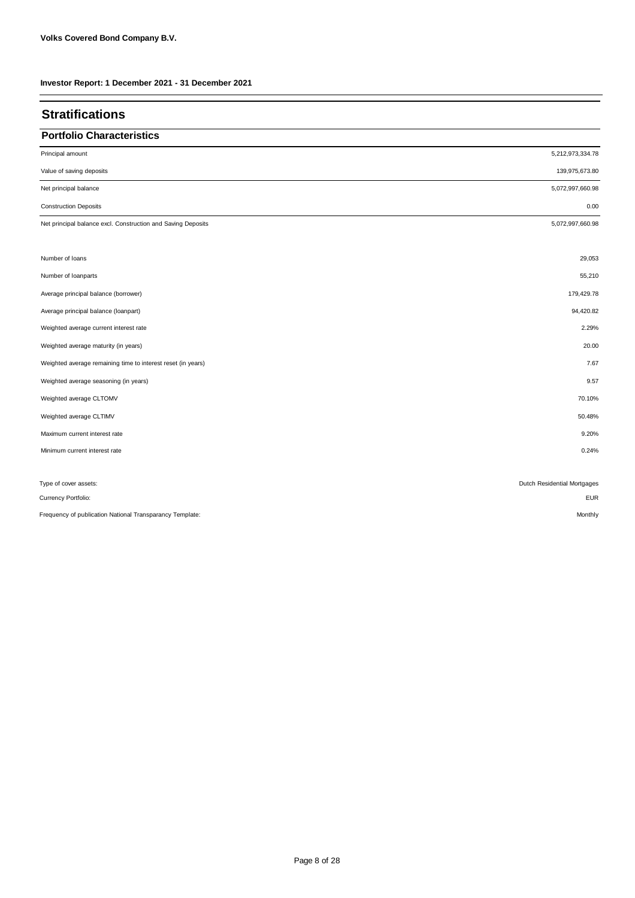**Volks Covered Bond Company B.V.**

**Investor Report: 1 December 2021 - 31 December 2021**

# Stratifications

## Portfolio Characteristics

| | |
|---|---|
| Principal amount | 5,212,973,334.78 |
| Value of saving deposits | 139,975,673.80 |
| Net principal balance | 5,072,997,660.98 |
| Construction Deposits | 0.00 |
| Net principal balance excl. Construction and Saving Deposits | 5,072,997,660.98 |
| | |
| Number of loans | 29,053 |
| Number of loanparts | 55,210 |
| Average principal balance (borrower) | 179,429.78 |
| Average principal balance (loanpart) | 94,420.82 |
| Weighted average current interest rate | 2.29% |
| Weighted average maturity (in years) | 20.00 |
| Weighted average remaining time to interest reset (in years) | 7.67 |
| Weighted average seasoning (in years) | 9.57 |
| Weighted average CLTOMV | 70.10% |
| Weighted average CLTIMV | 50.48% |
| Maximum current interest rate | 9.20% |
| Minimum current interest rate | 0.24% |
| | |
| Type of cover assets: | Dutch Residential Mortgages |
| Currency Portfolio: | EUR |
| Frequency of publication National Transparancy Template: | Monthly |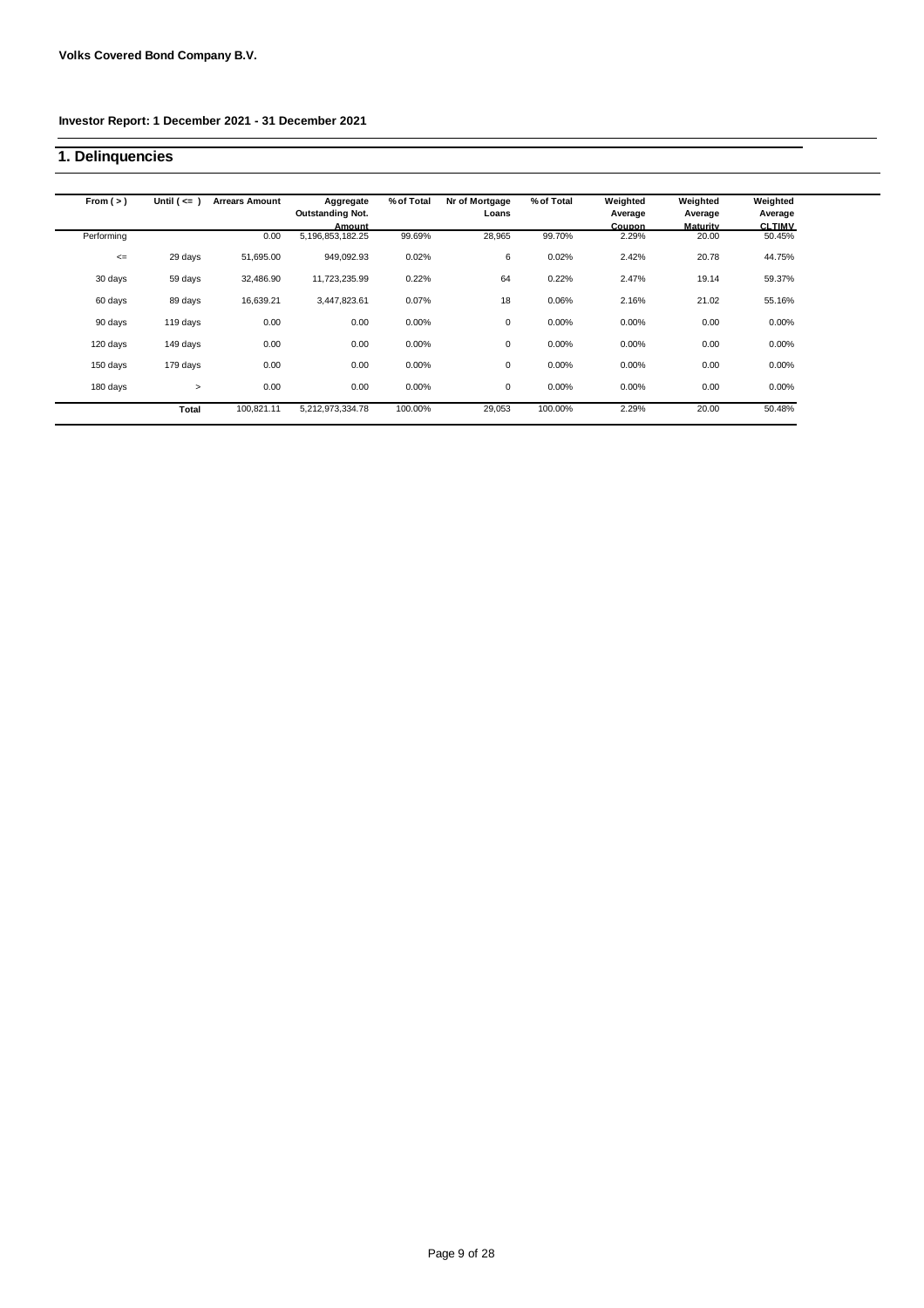**Volks Covered Bond Company B.V.**

**Investor Report: 1 December 2021 - 31 December 2021**

## 1. Delinquencies

| From ( > ) | Until ( <= ) | Arrears Amount | Aggregate Outstanding Not. Amount | % of Total | Nr of Mortgage Loans | % of Total | Weighted Average Coupon | Weighted Average Maturity | Weighted Average CLTIMV |
|---|---|---|---|---|---|---|---|---|---|
| Performing | | 0.00 | 5,196,853,182.25 | 99.69% | 28,965 | 99.70% | 2.29% | 20.00 | 50.45% |
| <= | 29 days | 51,695.00 | 949,092.93 | 0.02% | 6 | 0.02% | 2.42% | 20.78 | 44.75% |
| 30 days | 59 days | 32,486.90 | 11,723,235.99 | 0.22% | 64 | 0.22% | 2.47% | 19.14 | 59.37% |
| 60 days | 89 days | 16,639.21 | 3,447,823.61 | 0.07% | 18 | 0.06% | 2.16% | 21.02 | 55.16% |
| 90 days | 119 days | 0.00 | 0.00 | 0.00% | 0 | 0.00% | 0.00% | 0.00 | 0.00% |
| 120 days | 149 days | 0.00 | 0.00 | 0.00% | 0 | 0.00% | 0.00% | 0.00 | 0.00% |
| 150 days | 179 days | 0.00 | 0.00 | 0.00% | 0 | 0.00% | 0.00% | 0.00 | 0.00% |
| 180 days | > | 0.00 | 0.00 | 0.00% | 0 | 0.00% | 0.00% | 0.00 | 0.00% |
| | **Total** | 100,821.11 | 5,212,973,334.78 | 100.00% | 29,053 | 100.00% | 2.29% | 20.00 | 50.48% |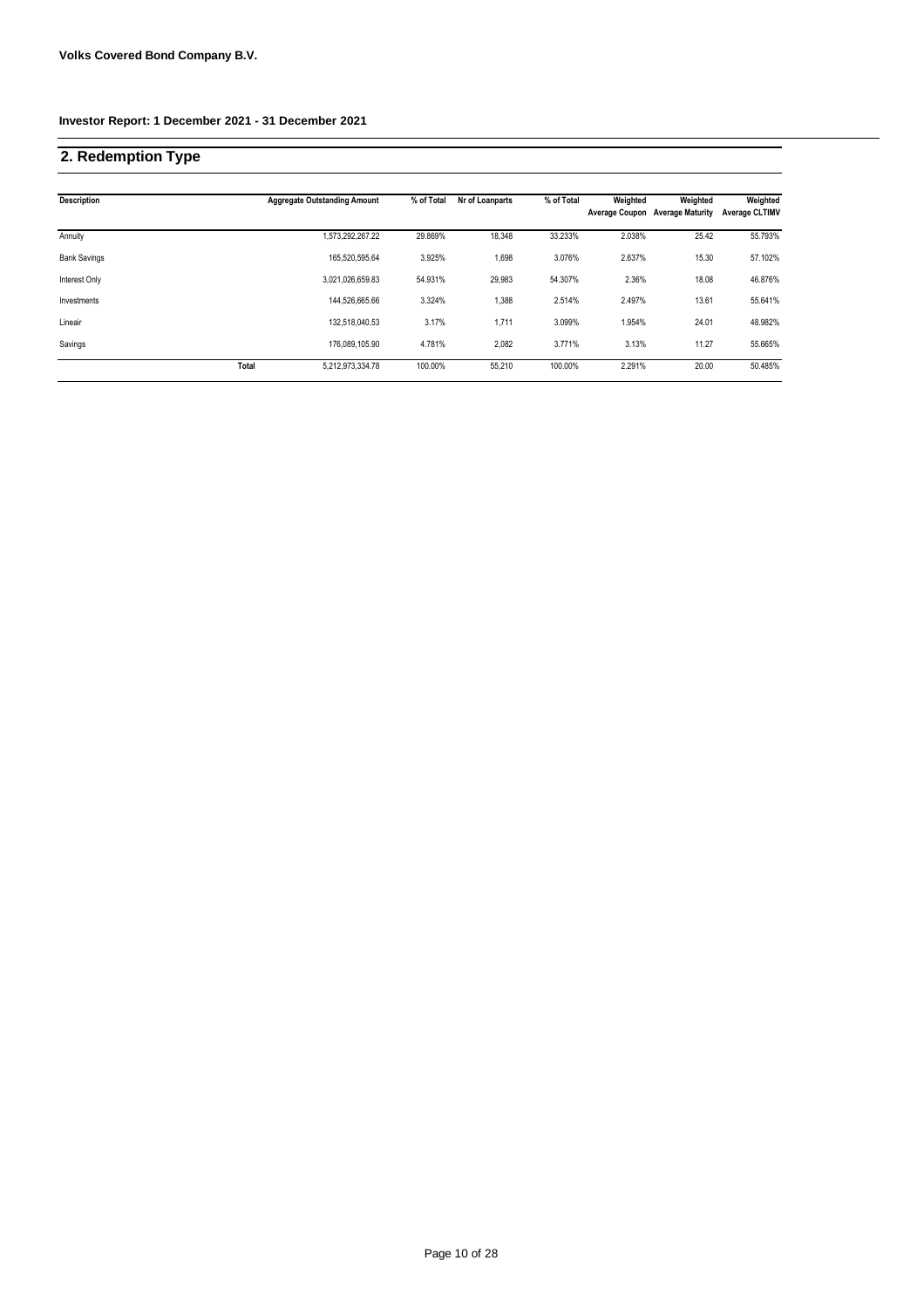**Volks Covered Bond Company B.V.**

**Investor Report: 1 December 2021 - 31 December 2021**

## 2. Redemption Type

| Description | | Aggregate Outstanding Amount | % of Total | Nr of Loanparts | % of Total | Weighted Average Coupon | Weighted Average Maturity | Weighted Average CLTIMV |
|---|---|---|---|---|---|---|---|---|
| Annuity | | 1,573,292,267.22 | 29.869% | 18,348 | 33.233% | 2.038% | 25.42 | 55.793% |
| Bank Savings | | 165,520,595.64 | 3.925% | 1,698 | 3.076% | 2.637% | 15.30 | 57.102% |
| Interest Only | | 3,021,026,659.83 | 54.931% | 29,983 | 54.307% | 2.36% | 18.08 | 46.876% |
| Investments | | 144,526,665.66 | 3.324% | 1,388 | 2.514% | 2.497% | 13.61 | 55.641% |
| Lineair | | 132,518,040.53 | 3.17% | 1,711 | 3.099% | 1.954% | 24.01 | 48.982% |
| Savings | | 176,089,105.90 | 4.781% | 2,082 | 3.771% | 3.13% | 11.27 | 55.665% |
| | Total | 5,212,973,334.78 | 100.00% | 55,210 | 100.00% | 2.291% | 20.00 | 50.485% |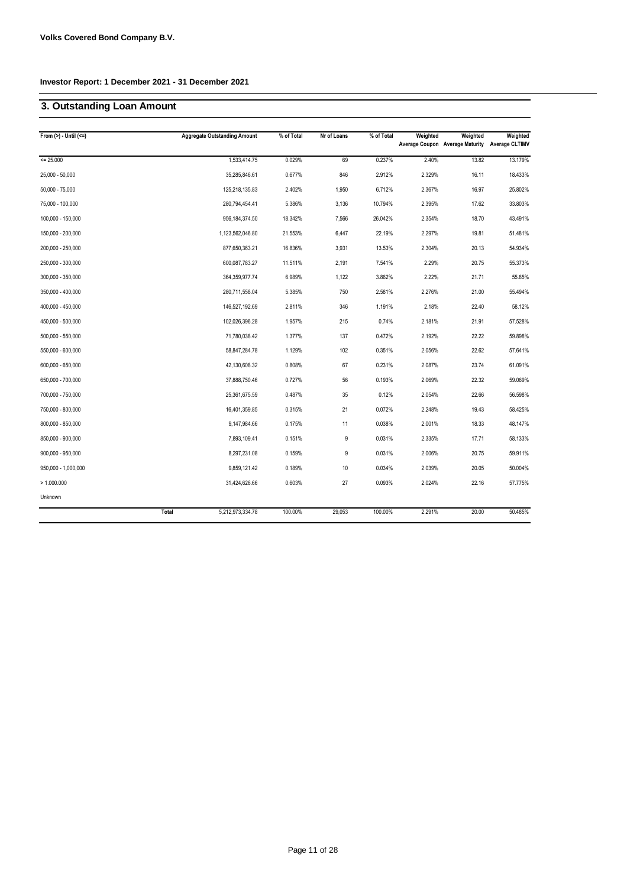**Volks Covered Bond Company B.V.**

**Investor Report: 1 December 2021 - 31 December 2021**

## 3. Outstanding Loan Amount

| From (>) - Until (<=) | Aggregate Outstanding Amount | % of Total | Nr of Loans | % of Total | Weighted Average Coupon | Weighted Average Maturity | Weighted Average CLTIMV |
|---|---|---|---|---|---|---|---|
| <= 25.000 | 1,533,414.75 | 0.029% | 69 | 0.237% | 2.40% | 13.82 | 13.179% |
| 25,000 - 50,000 | 35,285,846.61 | 0.677% | 846 | 2.912% | 2.329% | 16.11 | 18.433% |
| 50,000 - 75,000 | 125,218,135.83 | 2.402% | 1,950 | 6.712% | 2.367% | 16.97 | 25.802% |
| 75,000 - 100,000 | 280,794,454.41 | 5.386% | 3,136 | 10.794% | 2.395% | 17.62 | 33.803% |
| 100,000 - 150,000 | 956,184,374.50 | 18.342% | 7,566 | 26.042% | 2.354% | 18.70 | 43.491% |
| 150,000 - 200,000 | 1,123,562,046.80 | 21.553% | 6,447 | 22.19% | 2.297% | 19.81 | 51.481% |
| 200,000 - 250,000 | 877,650,363.21 | 16.836% | 3,931 | 13.53% | 2.304% | 20.13 | 54.934% |
| 250,000 - 300,000 | 600,087,783.27 | 11.511% | 2,191 | 7.541% | 2.29% | 20.75 | 55.373% |
| 300,000 - 350,000 | 364,359,977.74 | 6.989% | 1,122 | 3.862% | 2.22% | 21.71 | 55.85% |
| 350,000 - 400,000 | 280,711,558.04 | 5.385% | 750 | 2.581% | 2.276% | 21.00 | 55.494% |
| 400,000 - 450,000 | 146,527,192.69 | 2.811% | 346 | 1.191% | 2.18% | 22.40 | 58.12% |
| 450,000 - 500,000 | 102,026,396.28 | 1.957% | 215 | 0.74% | 2.181% | 21.91 | 57.528% |
| 500,000 - 550,000 | 71,780,038.42 | 1.377% | 137 | 0.472% | 2.192% | 22.22 | 59.898% |
| 550,000 - 600,000 | 58,847,284.78 | 1.129% | 102 | 0.351% | 2.056% | 22.62 | 57.641% |
| 600,000 - 650,000 | 42,130,608.32 | 0.808% | 67 | 0.231% | 2.087% | 23.74 | 61.091% |
| 650,000 - 700,000 | 37,888,750.46 | 0.727% | 56 | 0.193% | 2.069% | 22.32 | 59.069% |
| 700,000 - 750,000 | 25,361,675.59 | 0.487% | 35 | 0.12% | 2.054% | 22.66 | 56.598% |
| 750,000 - 800,000 | 16,401,359.85 | 0.315% | 21 | 0.072% | 2.248% | 19.43 | 58.425% |
| 800,000 - 850,000 | 9,147,984.66 | 0.175% | 11 | 0.038% | 2.001% | 18.33 | 48.147% |
| 850,000 - 900,000 | 7,893,109.41 | 0.151% | 9 | 0.031% | 2.335% | 17.71 | 58.133% |
| 900,000 - 950,000 | 8,297,231.08 | 0.159% | 9 | 0.031% | 2.006% | 20.75 | 59.911% |
| 950,000 - 1,000,000 | 9,859,121.42 | 0.189% | 10 | 0.034% | 2.039% | 20.05 | 50.004% |
| > 1.000.000 | 31,424,626.66 | 0.603% | 27 | 0.093% | 2.024% | 22.16 | 57.775% |
| Unknown | | | | | | | |
| Total | 5,212,973,334.78 | 100.00% | 29,053 | 100.00% | 2.291% | 20.00 | 50.485% |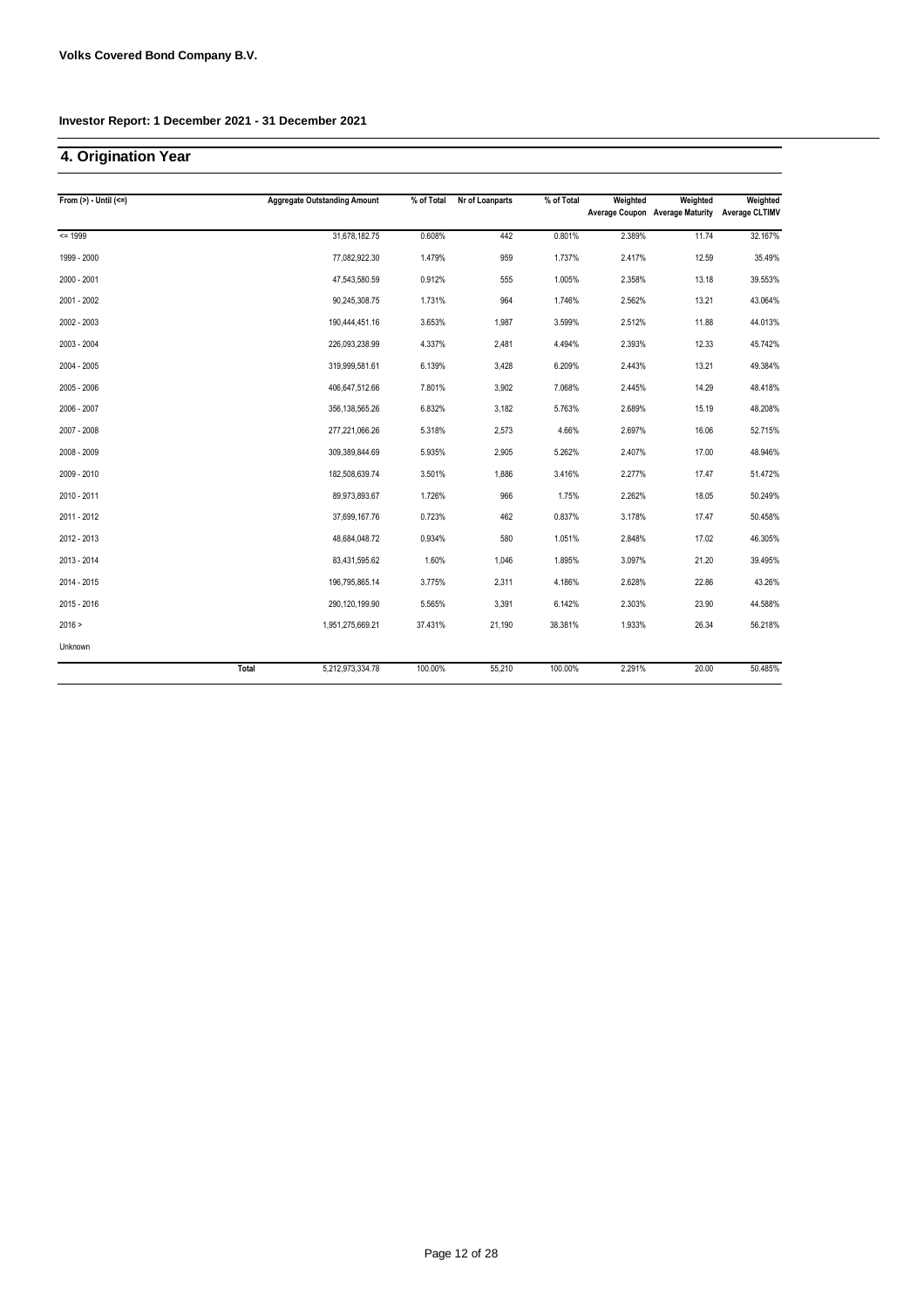**Volks Covered Bond Company B.V.**

**Investor Report: 1 December 2021 - 31 December 2021**

## 4. Origination Year

| From (>) - Until (<=) | Aggregate Outstanding Amount | % of Total | Nr of Loanparts | % of Total | Weighted Average Coupon | Weighted Average Maturity | Weighted Average CLTIMV |
|---|---|---|---|---|---|---|---|
| <= 1999 | 31,678,182.75 | 0.608% | 442 | 0.801% | 2.389% | 11.74 | 32.167% |
| 1999 - 2000 | 77,082,922.30 | 1.479% | 959 | 1.737% | 2.417% | 12.59 | 35.49% |
| 2000 - 2001 | 47,543,580.59 | 0.912% | 555 | 1.005% | 2.358% | 13.18 | 39.553% |
| 2001 - 2002 | 90,245,308.75 | 1.731% | 964 | 1.746% | 2.562% | 13.21 | 43.064% |
| 2002 - 2003 | 190,444,451.16 | 3.653% | 1,987 | 3.599% | 2.512% | 11.88 | 44.013% |
| 2003 - 2004 | 226,093,238.99 | 4.337% | 2,481 | 4.494% | 2.393% | 12.33 | 45.742% |
| 2004 - 2005 | 319,999,581.61 | 6.139% | 3,428 | 6.209% | 2.443% | 13.21 | 49.384% |
| 2005 - 2006 | 406,647,512.66 | 7.801% | 3,902 | 7.068% | 2.445% | 14.29 | 48.418% |
| 2006 - 2007 | 356,138,565.26 | 6.832% | 3,182 | 5.763% | 2.689% | 15.19 | 48.208% |
| 2007 - 2008 | 277,221,066.26 | 5.318% | 2,573 | 4.66% | 2.697% | 16.06 | 52.715% |
| 2008 - 2009 | 309,389,844.69 | 5.935% | 2,905 | 5.262% | 2.407% | 17.00 | 48.946% |
| 2009 - 2010 | 182,508,639.74 | 3.501% | 1,886 | 3.416% | 2.277% | 17.47 | 51.472% |
| 2010 - 2011 | 89,973,893.67 | 1.726% | 966 | 1.75% | 2.262% | 18.05 | 50.249% |
| 2011 - 2012 | 37,699,167.76 | 0.723% | 462 | 0.837% | 3.178% | 17.47 | 50.458% |
| 2012 - 2013 | 48,684,048.72 | 0.934% | 580 | 1.051% | 2.848% | 17.02 | 46.305% |
| 2013 - 2014 | 83,431,595.62 | 1.60% | 1,046 | 1.895% | 3.097% | 21.20 | 39.495% |
| 2014 - 2015 | 196,795,865.14 | 3.775% | 2,311 | 4.186% | 2.628% | 22.86 | 43.26% |
| 2015 - 2016 | 290,120,199.90 | 5.565% | 3,391 | 6.142% | 2.303% | 23.90 | 44.588% |
| 2016 > | 1,951,275,669.21 | 37.431% | 21,190 | 38.381% | 1.933% | 26.34 | 56.218% |
| Unknown | | | | | | | |
| **Total** | 5,212,973,334.78 | 100.00% | 55,210 | 100.00% | 2.291% | 20.00 | 50.485% |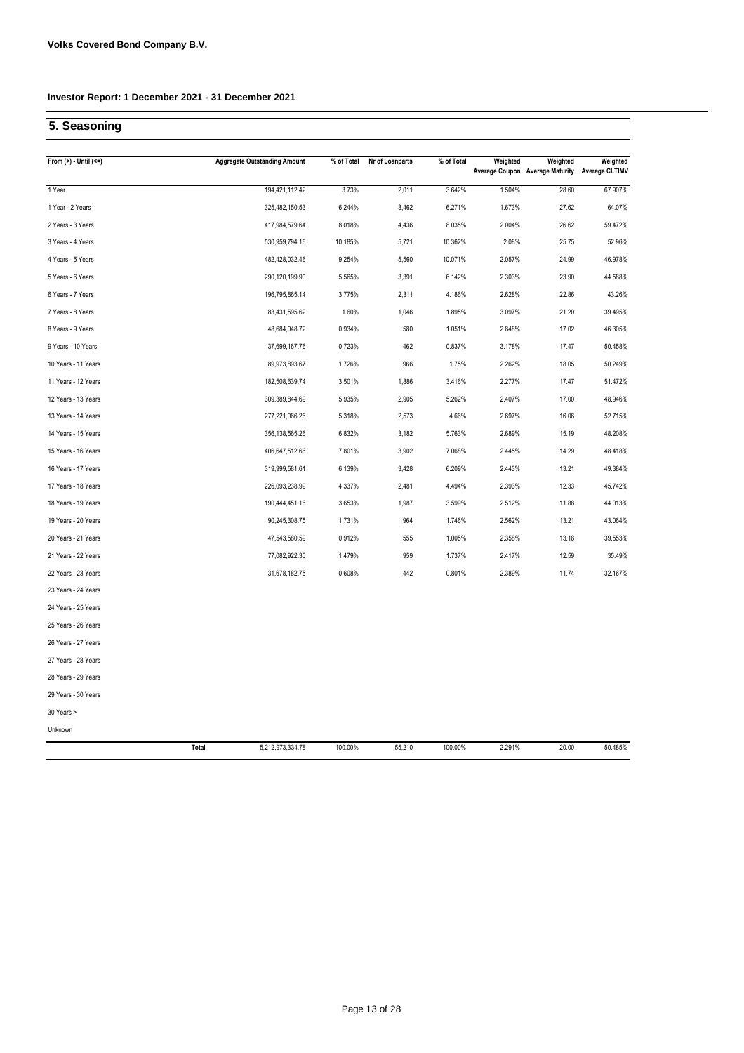**Volks Covered Bond Company B.V.**

**Investor Report: 1 December 2021 - 31 December 2021**

## 5. Seasoning

| From (>) - Until (<=) | | Aggregate Outstanding Amount | % of Total | Nr of Loanparts | % of Total | Weighted Average Coupon | Weighted Average Maturity | Weighted Average CLTIMV |
|---|---|---|---|---|---|---|---|---|
| 1 Year | | 194,421,112.42 | 3.73% | 2,011 | 3.642% | 1.504% | 28.60 | 67.907% |
| 1 Year - 2 Years | | 325,482,150.53 | 6.244% | 3,462 | 6.271% | 1.673% | 27.62 | 64.07% |
| 2 Years - 3 Years | | 417,984,579.64 | 8.018% | 4,436 | 8.035% | 2.004% | 26.62 | 59.472% |
| 3 Years - 4 Years | | 530,959,794.16 | 10.185% | 5,721 | 10.362% | 2.08% | 25.75 | 52.96% |
| 4 Years - 5 Years | | 482,428,032.46 | 9.254% | 5,560 | 10.071% | 2.057% | 24.99 | 46.978% |
| 5 Years - 6 Years | | 290,120,199.90 | 5.565% | 3,391 | 6.142% | 2.303% | 23.90 | 44.588% |
| 6 Years - 7 Years | | 196,795,865.14 | 3.775% | 2,311 | 4.186% | 2.628% | 22.86 | 43.26% |
| 7 Years - 8 Years | | 83,431,595.62 | 1.60% | 1,046 | 1.895% | 3.097% | 21.20 | 39.495% |
| 8 Years - 9 Years | | 48,684,048.72 | 0.934% | 580 | 1.051% | 2.848% | 17.02 | 46.305% |
| 9 Years - 10 Years | | 37,699,167.76 | 0.723% | 462 | 0.837% | 3.178% | 17.47 | 50.458% |
| 10 Years - 11 Years | | 89,973,893.67 | 1.726% | 966 | 1.75% | 2.262% | 18.05 | 50.249% |
| 11 Years - 12 Years | | 182,508,639.74 | 3.501% | 1,886 | 3.416% | 2.277% | 17.47 | 51.472% |
| 12 Years - 13 Years | | 309,389,844.69 | 5.935% | 2,905 | 5.262% | 2.407% | 17.00 | 48.946% |
| 13 Years - 14 Years | | 277,221,066.26 | 5.318% | 2,573 | 4.66% | 2.697% | 16.06 | 52.715% |
| 14 Years - 15 Years | | 356,138,565.26 | 6.832% | 3,182 | 5.763% | 2.689% | 15.19 | 48.208% |
| 15 Years - 16 Years | | 406,647,512.66 | 7.801% | 3,902 | 7.068% | 2.445% | 14.29 | 48.418% |
| 16 Years - 17 Years | | 319,999,581.61 | 6.139% | 3,428 | 6.209% | 2.443% | 13.21 | 49.384% |
| 17 Years - 18 Years | | 226,093,238.99 | 4.337% | 2,481 | 4.494% | 2.393% | 12.33 | 45.742% |
| 18 Years - 19 Years | | 190,444,451.16 | 3.653% | 1,987 | 3.599% | 2.512% | 11.88 | 44.013% |
| 19 Years - 20 Years | | 90,245,308.75 | 1.731% | 964 | 1.746% | 2.562% | 13.21 | 43.064% |
| 20 Years - 21 Years | | 47,543,580.59 | 0.912% | 555 | 1.005% | 2.358% | 13.18 | 39.553% |
| 21 Years - 22 Years | | 77,082,922.30 | 1.479% | 959 | 1.737% | 2.417% | 12.59 | 35.49% |
| 22 Years - 23 Years | | 31,678,182.75 | 0.608% | 442 | 0.801% | 2.389% | 11.74 | 32.167% |
| 23 Years - 24 Years | | | | | | | | |
| 24 Years - 25 Years | | | | | | | | |
| 25 Years - 26 Years | | | | | | | | |
| 26 Years - 27 Years | | | | | | | | |
| 27 Years - 28 Years | | | | | | | | |
| 28 Years - 29 Years | | | | | | | | |
| 29 Years - 30 Years | | | | | | | | |
| 30 Years > | | | | | | | | |
| Unknown | | | | | | | | |
| | **Total** | 5,212,973,334.78 | 100.00% | 55,210 | 100.00% | 2.291% | 20.00 | 50.485% |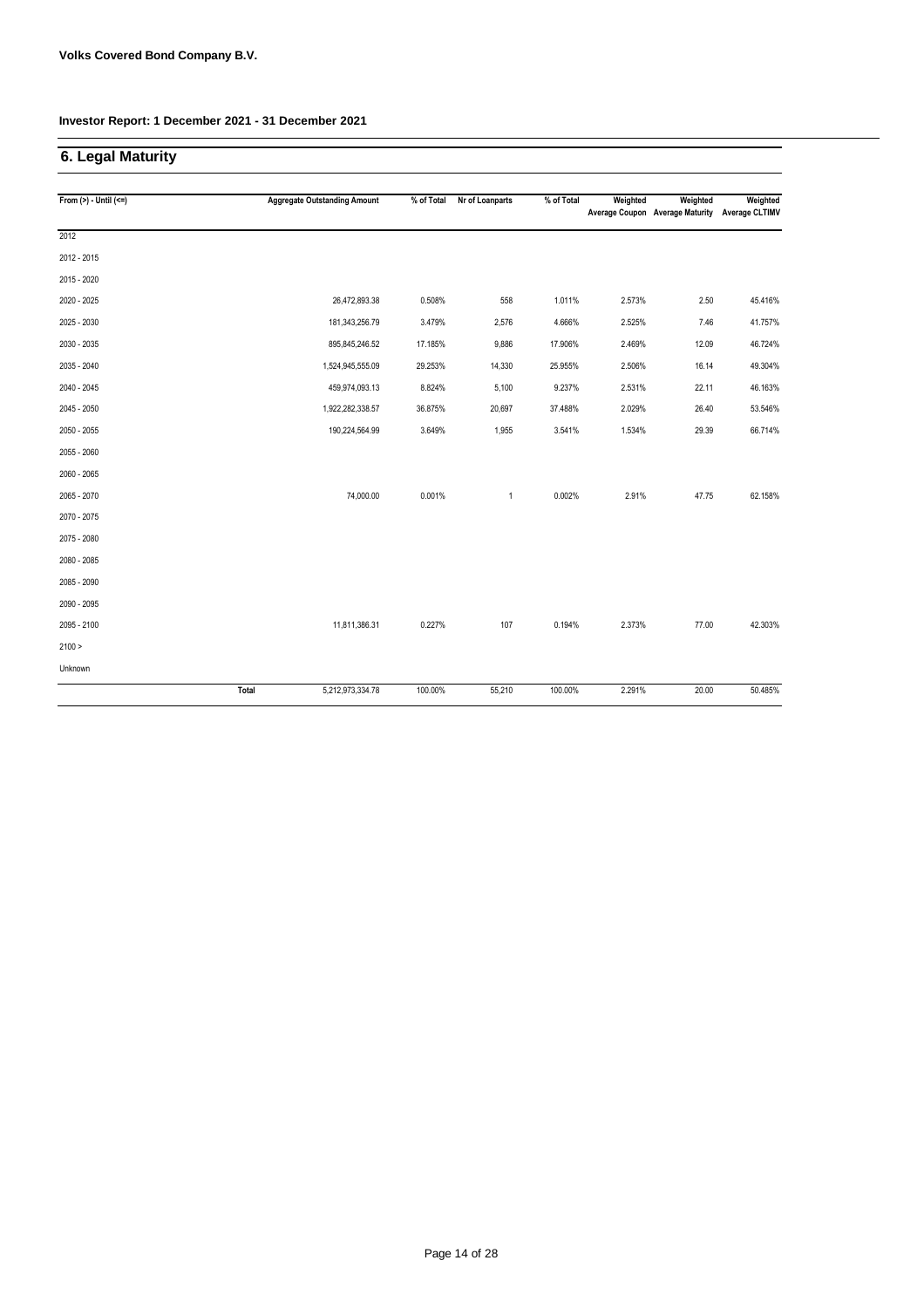**Volks Covered Bond Company B.V.**

**Investor Report: 1 December 2021 - 31 December 2021**

## 6. Legal Maturity

| From (>) - Until (<=) | | Aggregate Outstanding Amount | % of Total | Nr of Loanparts | % of Total | Weighted Average Coupon | Weighted Average Maturity | Weighted Average CLTIMV |
|---|---|---|---|---|---|---|---|---|
| 2012 | | | | | | | | |
| 2012 - 2015 | | | | | | | | |
| 2015 - 2020 | | | | | | | | |
| 2020 - 2025 | | 26,472,893.38 | 0.508% | 558 | 1.011% | 2.573% | 2.50 | 45.416% |
| 2025 - 2030 | | 181,343,256.79 | 3.479% | 2,576 | 4.666% | 2.525% | 7.46 | 41.757% |
| 2030 - 2035 | | 895,845,246.52 | 17.185% | 9,886 | 17.906% | 2.469% | 12.09 | 46.724% |
| 2035 - 2040 | | 1,524,945,555.09 | 29.253% | 14,330 | 25.955% | 2.506% | 16.14 | 49.304% |
| 2040 - 2045 | | 459,974,093.13 | 8.824% | 5,100 | 9.237% | 2.531% | 22.11 | 46.163% |
| 2045 - 2050 | | 1,922,282,338.57 | 36.875% | 20,697 | 37.488% | 2.029% | 26.40 | 53.546% |
| 2050 - 2055 | | 190,224,564.99 | 3.649% | 1,955 | 3.541% | 1.534% | 29.39 | 66.714% |
| 2055 - 2060 | | | | | | | | |
| 2060 - 2065 | | | | | | | | |
| 2065 - 2070 | | 74,000.00 | 0.001% | 1 | 0.002% | 2.91% | 47.75 | 62.158% |
| 2070 - 2075 | | | | | | | | |
| 2075 - 2080 | | | | | | | | |
| 2080 - 2085 | | | | | | | | |
| 2085 - 2090 | | | | | | | | |
| 2090 - 2095 | | | | | | | | |
| 2095 - 2100 | | 11,811,386.31 | 0.227% | 107 | 0.194% | 2.373% | 77.00 | 42.303% |
| 2100 > | | | | | | | | |
| Unknown | | | | | | | | |
| | Total | 5,212,973,334.78 | 100.00% | 55,210 | 100.00% | 2.291% | 20.00 | 50.485% |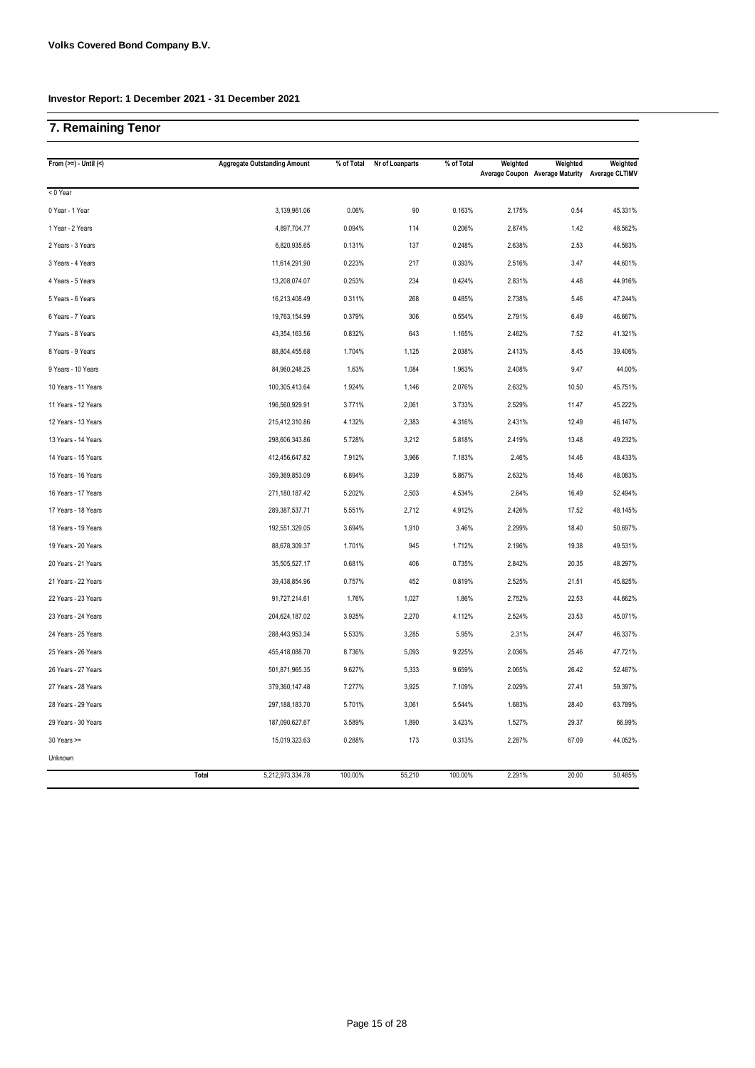**Volks Covered Bond Company B.V.**

**Investor Report: 1 December 2021 - 31 December 2021**

## 7. Remaining Tenor

| From (>=) - Until (<) | Aggregate Outstanding Amount | % of Total | Nr of Loanparts | % of Total | Weighted Average Coupon | Weighted Average Maturity | Weighted Average CLTIMV |
|---|---|---|---|---|---|---|---|
| < 0 Year | | | | | | | |
| 0 Year - 1 Year | 3,139,961.06 | 0.06% | 90 | 0.163% | 2.175% | 0.54 | 45.331% |
| 1 Year - 2 Years | 4,897,704.77 | 0.094% | 114 | 0.206% | 2.874% | 1.42 | 48.562% |
| 2 Years - 3 Years | 6,820,935.65 | 0.131% | 137 | 0.248% | 2.638% | 2.53 | 44.583% |
| 3 Years - 4 Years | 11,614,291.90 | 0.223% | 217 | 0.393% | 2.516% | 3.47 | 44.601% |
| 4 Years - 5 Years | 13,208,074.07 | 0.253% | 234 | 0.424% | 2.831% | 4.48 | 44.916% |
| 5 Years - 6 Years | 16,213,408.49 | 0.311% | 268 | 0.485% | 2.738% | 5.46 | 47.244% |
| 6 Years - 7 Years | 19,763,154.99 | 0.379% | 306 | 0.554% | 2.791% | 6.49 | 46.667% |
| 7 Years - 8 Years | 43,354,163.56 | 0.832% | 643 | 1.165% | 2.462% | 7.52 | 41.321% |
| 8 Years - 9 Years | 88,804,455.68 | 1.704% | 1,125 | 2.038% | 2.413% | 8.45 | 39.406% |
| 9 Years - 10 Years | 84,960,248.25 | 1.63% | 1,084 | 1.963% | 2.408% | 9.47 | 44.00% |
| 10 Years - 11 Years | 100,305,413.64 | 1.924% | 1,146 | 2.076% | 2.632% | 10.50 | 45.751% |
| 11 Years - 12 Years | 196,560,929.91 | 3.771% | 2,061 | 3.733% | 2.529% | 11.47 | 45.222% |
| 12 Years - 13 Years | 215,412,310.86 | 4.132% | 2,383 | 4.316% | 2.431% | 12.49 | 46.147% |
| 13 Years - 14 Years | 298,606,343.86 | 5.728% | 3,212 | 5.818% | 2.419% | 13.48 | 49.232% |
| 14 Years - 15 Years | 412,456,647.82 | 7.912% | 3,966 | 7.183% | 2.46% | 14.46 | 48.433% |
| 15 Years - 16 Years | 359,369,853.09 | 6.894% | 3,239 | 5.867% | 2.632% | 15.46 | 48.083% |
| 16 Years - 17 Years | 271,180,187.42 | 5.202% | 2,503 | 4.534% | 2.64% | 16.49 | 52.494% |
| 17 Years - 18 Years | 289,387,537.71 | 5.551% | 2,712 | 4.912% | 2.426% | 17.52 | 48.145% |
| 18 Years - 19 Years | 192,551,329.05 | 3.694% | 1,910 | 3.46% | 2.299% | 18.40 | 50.697% |
| 19 Years - 20 Years | 88,678,309.37 | 1.701% | 945 | 1.712% | 2.196% | 19.38 | 49.531% |
| 20 Years - 21 Years | 35,505,527.17 | 0.681% | 406 | 0.735% | 2.842% | 20.35 | 48.297% |
| 21 Years - 22 Years | 39,438,854.96 | 0.757% | 452 | 0.819% | 2.525% | 21.51 | 45.825% |
| 22 Years - 23 Years | 91,727,214.61 | 1.76% | 1,027 | 1.86% | 2.752% | 22.53 | 44.662% |
| 23 Years - 24 Years | 204,624,187.02 | 3.925% | 2,270 | 4.112% | 2.524% | 23.53 | 45.071% |
| 24 Years - 25 Years | 288,443,953.34 | 5.533% | 3,285 | 5.95% | 2.31% | 24.47 | 46.337% |
| 25 Years - 26 Years | 455,418,088.70 | 8.736% | 5,093 | 9.225% | 2.036% | 25.46 | 47.721% |
| 26 Years - 27 Years | 501,871,965.35 | 9.627% | 5,333 | 9.659% | 2.065% | 26.42 | 52.487% |
| 27 Years - 28 Years | 379,360,147.48 | 7.277% | 3,925 | 7.109% | 2.029% | 27.41 | 59.397% |
| 28 Years - 29 Years | 297,188,183.70 | 5.701% | 3,061 | 5.544% | 1.683% | 28.40 | 63.789% |
| 29 Years - 30 Years | 187,090,627.67 | 3.589% | 1,890 | 3.423% | 1.527% | 29.37 | 66.99% |
| 30 Years >= | 15,019,323.63 | 0.288% | 173 | 0.313% | 2.287% | 67.09 | 44.052% |
| Unknown | | | | | | | |
| Total | 5,212,973,334.78 | 100.00% | 55,210 | 100.00% | 2.291% | 20.00 | 50.485% |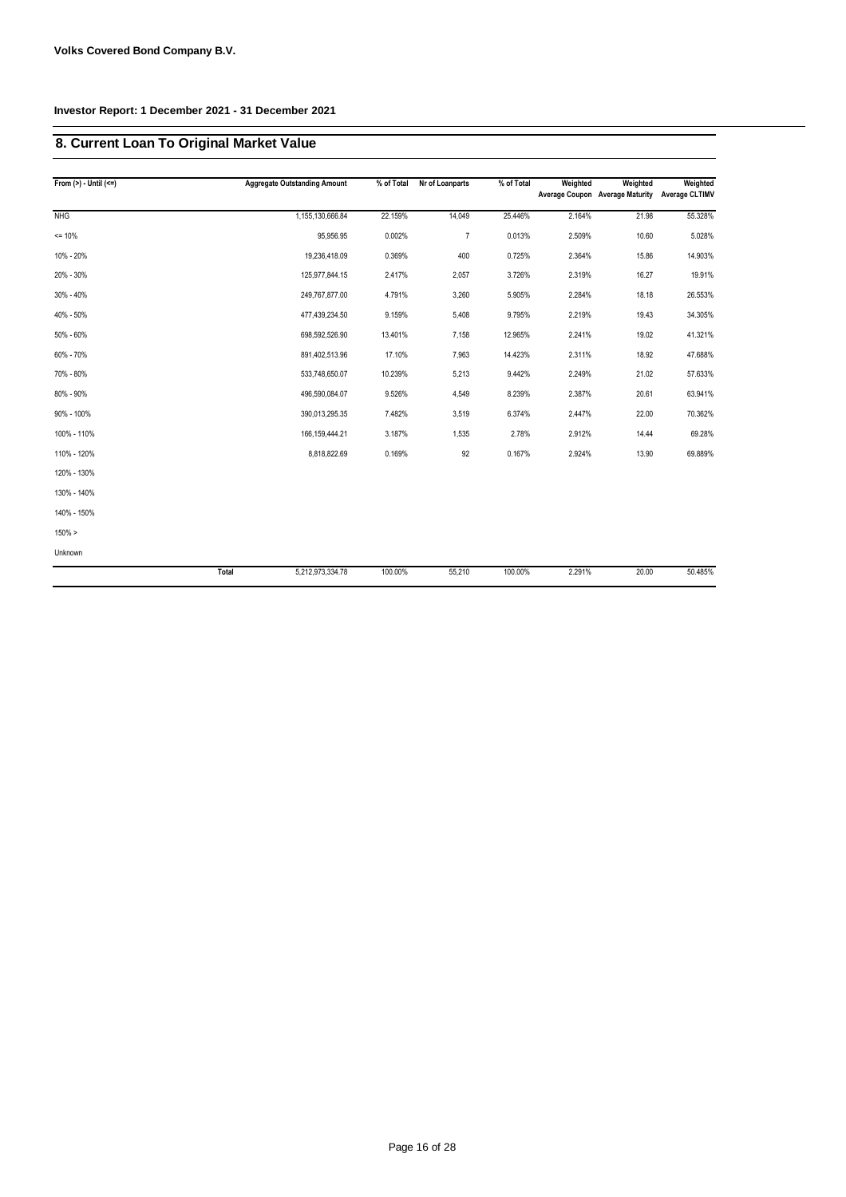**Volks Covered Bond Company B.V.**

**Investor Report: 1 December 2021 - 31 December 2021**

## 8. Current Loan To Original Market Value

| From (>) - Until (<=) | Aggregate Outstanding Amount | % of Total | Nr of Loanparts | % of Total | Weighted Average Coupon | Weighted Average Maturity | Weighted Average CLTIMV |
|---|---|---|---|---|---|---|---|
| NHG | 1,155,130,666.84 | 22.159% | 14,049 | 25.446% | 2.164% | 21.98 | 55.328% |
| <= 10% | 95,956.95 | 0.002% | 7 | 0.013% | 2.509% | 10.60 | 5.028% |
| 10% - 20% | 19,236,418.09 | 0.369% | 400 | 0.725% | 2.364% | 15.86 | 14.903% |
| 20% - 30% | 125,977,844.15 | 2.417% | 2,057 | 3.726% | 2.319% | 16.27 | 19.91% |
| 30% - 40% | 249,767,877.00 | 4.791% | 3,260 | 5.905% | 2.284% | 18.18 | 26.553% |
| 40% - 50% | 477,439,234.50 | 9.159% | 5,408 | 9.795% | 2.219% | 19.43 | 34.305% |
| 50% - 60% | 698,592,526.90 | 13.401% | 7,158 | 12.965% | 2.241% | 19.02 | 41.321% |
| 60% - 70% | 891,402,513.96 | 17.10% | 7,963 | 14.423% | 2.311% | 18.92 | 47.688% |
| 70% - 80% | 533,748,650.07 | 10.239% | 5,213 | 9.442% | 2.249% | 21.02 | 57.633% |
| 80% - 90% | 496,590,084.07 | 9.526% | 4,549 | 8.239% | 2.387% | 20.61 | 63.941% |
| 90% - 100% | 390,013,295.35 | 7.482% | 3,519 | 6.374% | 2.447% | 22.00 | 70.362% |
| 100% - 110% | 166,159,444.21 | 3.187% | 1,535 | 2.78% | 2.912% | 14.44 | 69.28% |
| 110% - 120% | 8,818,822.69 | 0.169% | 92 | 0.167% | 2.924% | 13.90 | 69.889% |
| 120% - 130% | | | | | | | |
| 130% - 140% | | | | | | | |
| 140% - 150% | | | | | | | |
| 150% > | | | | | | | |
| Unknown | | | | | | | |
| **Total** | 5,212,973,334.78 | 100.00% | 55,210 | 100.00% | 2.291% | 20.00 | 50.485% |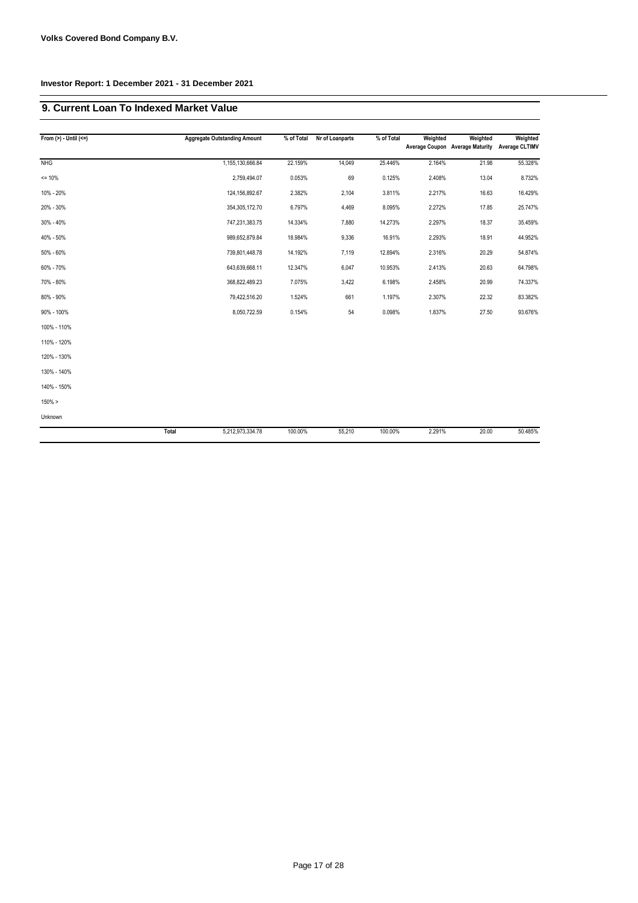**Volks Covered Bond Company B.V.**

**Investor Report: 1 December 2021 - 31 December 2021**

## 9. Current Loan To Indexed Market Value

| From (>) - Until (<=) | Aggregate Outstanding Amount | % of Total | Nr of Loanparts | % of Total | Weighted Average Coupon | Weighted Average Maturity | Weighted Average CLTIMV |
|---|---|---|---|---|---|---|---|
| NHG | 1,155,130,666.84 | 22.159% | 14,049 | 25.446% | 2.164% | 21.98 | 55.328% |
| <= 10% | 2,759,494.07 | 0.053% | 69 | 0.125% | 2.408% | 13.04 | 8.732% |
| 10% - 20% | 124,156,892.67 | 2.382% | 2,104 | 3.811% | 2.217% | 16.63 | 16.429% |
| 20% - 30% | 354,305,172.70 | 6.797% | 4,469 | 8.095% | 2.272% | 17.85 | 25.747% |
| 30% - 40% | 747,231,383.75 | 14.334% | 7,880 | 14.273% | 2.297% | 18.37 | 35.459% |
| 40% - 50% | 989,652,879.84 | 18.984% | 9,336 | 16.91% | 2.293% | 18.91 | 44.952% |
| 50% - 60% | 739,801,448.78 | 14.192% | 7,119 | 12.894% | 2.316% | 20.29 | 54.874% |
| 60% - 70% | 643,639,668.11 | 12.347% | 6,047 | 10.953% | 2.413% | 20.63 | 64.798% |
| 70% - 80% | 368,822,489.23 | 7.075% | 3,422 | 6.198% | 2.458% | 20.99 | 74.337% |
| 80% - 90% | 79,422,516.20 | 1.524% | 661 | 1.197% | 2.307% | 22.32 | 83.382% |
| 90% - 100% | 8,050,722.59 | 0.154% | 54 | 0.098% | 1.837% | 27.50 | 93.676% |
| 100% - 110% | | | | | | | |
| 110% - 120% | | | | | | | |
| 120% - 130% | | | | | | | |
| 130% - 140% | | | | | | | |
| 140% - 150% | | | | | | | |
| 150% > | | | | | | | |
| Unknown | | | | | | | |
| **Total** | 5,212,973,334.78 | 100.00% | 55,210 | 100.00% | 2.291% | 20.00 | 50.485% |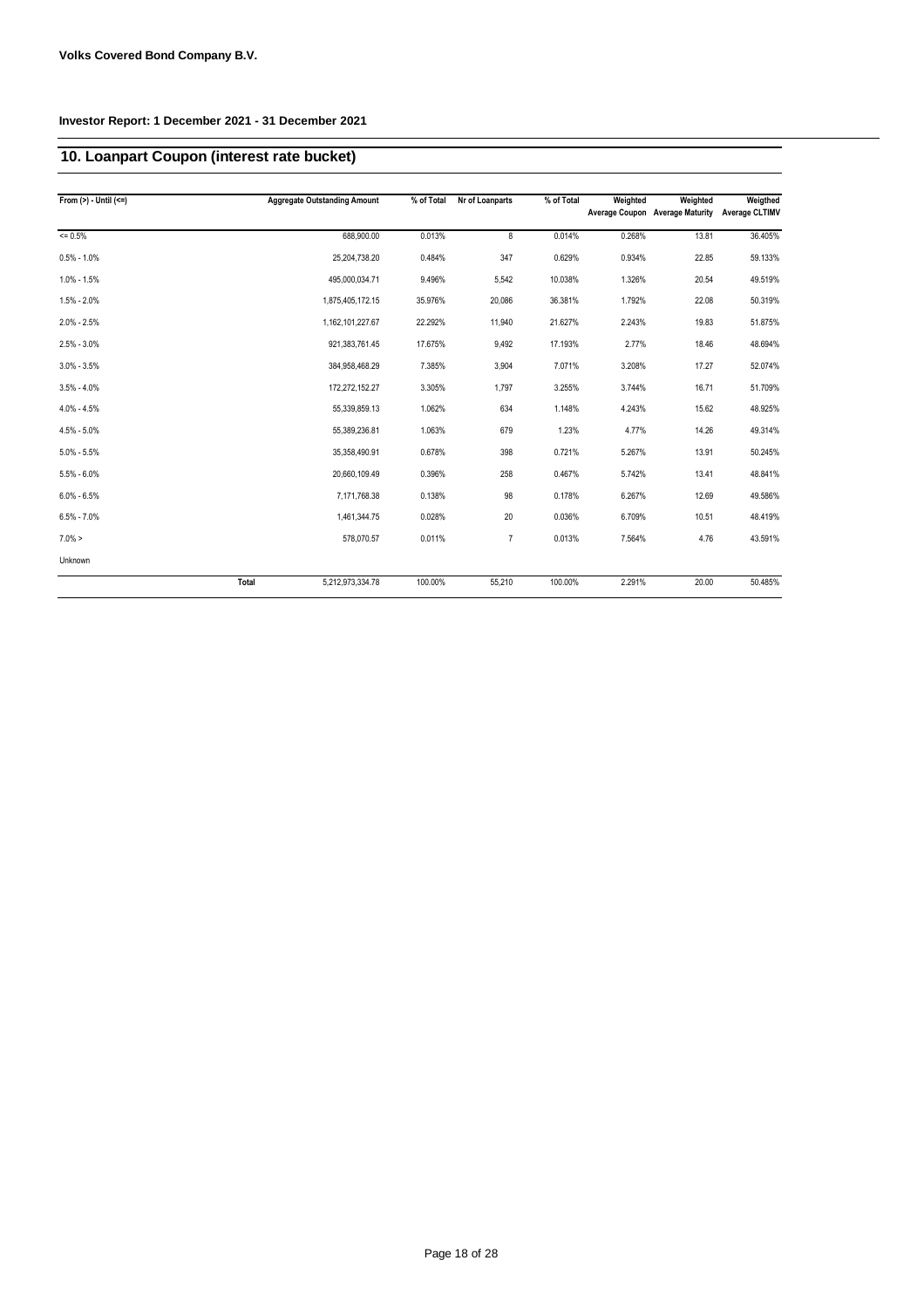**Volks Covered Bond Company B.V.**

**Investor Report: 1 December 2021 - 31 December 2021**

## 10. Loanpart Coupon (interest rate bucket)

| From (>) - Until (<=) | | Aggregate Outstanding Amount | % of Total | Nr of Loanparts | % of Total | Weighted Average Coupon | Weighted Average Maturity | Weigthed Average CLTIMV |
|---|---|---|---|---|---|---|---|---|
| <= 0.5% | | 688,900.00 | 0.013% | 8 | 0.014% | 0.268% | 13.81 | 36.405% |
| 0.5% - 1.0% | | 25,204,738.20 | 0.484% | 347 | 0.629% | 0.934% | 22.85 | 59.133% |
| 1.0% - 1.5% | | 495,000,034.71 | 9.496% | 5,542 | 10.038% | 1.326% | 20.54 | 49.519% |
| 1.5% - 2.0% | | 1,875,405,172.15 | 35.976% | 20,086 | 36.381% | 1.792% | 22.08 | 50.319% |
| 2.0% - 2.5% | | 1,162,101,227.67 | 22.292% | 11,940 | 21.627% | 2.243% | 19.83 | 51.875% |
| 2.5% - 3.0% | | 921,383,761.45 | 17.675% | 9,492 | 17.193% | 2.77% | 18.46 | 48.694% |
| 3.0% - 3.5% | | 384,958,468.29 | 7.385% | 3,904 | 7.071% | 3.208% | 17.27 | 52.074% |
| 3.5% - 4.0% | | 172,272,152.27 | 3.305% | 1,797 | 3.255% | 3.744% | 16.71 | 51.709% |
| 4.0% - 4.5% | | 55,339,859.13 | 1.062% | 634 | 1.148% | 4.243% | 15.62 | 48.925% |
| 4.5% - 5.0% | | 55,389,236.81 | 1.063% | 679 | 1.23% | 4.77% | 14.26 | 49.314% |
| 5.0% - 5.5% | | 35,358,490.91 | 0.678% | 398 | 0.721% | 5.267% | 13.91 | 50.245% |
| 5.5% - 6.0% | | 20,660,109.49 | 0.396% | 258 | 0.467% | 5.742% | 13.41 | 48.841% |
| 6.0% - 6.5% | | 7,171,768.38 | 0.138% | 98 | 0.178% | 6.267% | 12.69 | 49.586% |
| 6.5% - 7.0% | | 1,461,344.75 | 0.028% | 20 | 0.036% | 6.709% | 10.51 | 48.419% |
| 7.0% > | | 578,070.57 | 0.011% | 7 | 0.013% | 7.564% | 4.76 | 43.591% |
| Unknown | | | | | | | | |
| | **Total** | 5,212,973,334.78 | 100.00% | 55,210 | 100.00% | 2.291% | 20.00 | 50.485% |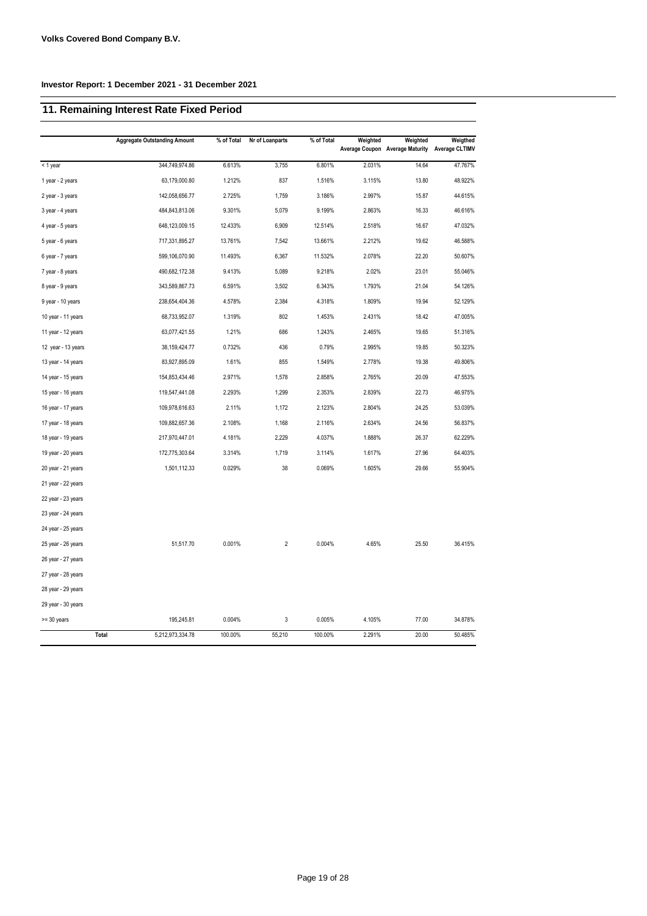**Volks Covered Bond Company B.V.**

**Investor Report: 1 December 2021 - 31 December 2021**

## 11. Remaining Interest Rate Fixed Period

| | Aggregate Outstanding Amount | % of Total | Nr of Loanparts | % of Total | Weighted Average Coupon | Weighted Average Maturity | Weigthed Average CLTIMV |
|---|---|---|---|---|---|---|---|
| < 1 year | 344,749,974.86 | 6.613% | 3,755 | 6.801% | 2.031% | 14.64 | 47.767% |
| 1 year - 2 years | 63,179,000.80 | 1.212% | 837 | 1.516% | 3.115% | 13.80 | 48.922% |
| 2 year - 3 years | 142,058,656.77 | 2.725% | 1,759 | 3.186% | 2.997% | 15.87 | 44.615% |
| 3 year - 4 years | 484,843,813.06 | 9.301% | 5,079 | 9.199% | 2.863% | 16.33 | 46.616% |
| 4 year - 5 years | 648,123,009.15 | 12.433% | 6,909 | 12.514% | 2.518% | 16.67 | 47.032% |
| 5 year - 6 years | 717,331,895.27 | 13.761% | 7,542 | 13.661% | 2.212% | 19.62 | 46.588% |
| 6 year - 7 years | 599,106,070.90 | 11.493% | 6,367 | 11.532% | 2.078% | 22.20 | 50.607% |
| 7 year - 8 years | 490,682,172.38 | 9.413% | 5,089 | 9.218% | 2.02% | 23.01 | 55.046% |
| 8 year - 9 years | 343,589,867.73 | 6.591% | 3,502 | 6.343% | 1.793% | 21.04 | 54.126% |
| 9 year - 10 years | 238,654,404.36 | 4.578% | 2,384 | 4.318% | 1.809% | 19.94 | 52.129% |
| 10 year - 11 years | 68,733,952.07 | 1.319% | 802 | 1.453% | 2.431% | 18.42 | 47.005% |
| 11 year - 12 years | 63,077,421.55 | 1.21% | 686 | 1.243% | 2.465% | 19.65 | 51.316% |
| 12 year - 13 years | 38,159,424.77 | 0.732% | 436 | 0.79% | 2.995% | 19.85 | 50.323% |
| 13 year - 14 years | 83,927,895.09 | 1.61% | 855 | 1.549% | 2.778% | 19.38 | 49.806% |
| 14 year - 15 years | 154,853,434.46 | 2.971% | 1,578 | 2.858% | 2.765% | 20.09 | 47.553% |
| 15 year - 16 years | 119,547,441.08 | 2.293% | 1,299 | 2.353% | 2.839% | 22.73 | 46.975% |
| 16 year - 17 years | 109,978,616.63 | 2.11% | 1,172 | 2.123% | 2.804% | 24.25 | 53.039% |
| 17 year - 18 years | 109,882,657.36 | 2.108% | 1,168 | 2.116% | 2.634% | 24.56 | 56.837% |
| 18 year - 19 years | 217,970,447.01 | 4.181% | 2,229 | 4.037% | 1.888% | 26.37 | 62.229% |
| 19 year - 20 years | 172,775,303.64 | 3.314% | 1,719 | 3.114% | 1.617% | 27.96 | 64.403% |
| 20 year - 21 years | 1,501,112.33 | 0.029% | 38 | 0.069% | 1.605% | 29.66 | 55.904% |
| 21 year - 22 years | | | | | | | |
| 22 year - 23 years | | | | | | | |
| 23 year - 24 years | | | | | | | |
| 24 year - 25 years | | | | | | | |
| 25 year - 26 years | 51,517.70 | 0.001% | 2 | 0.004% | 4.65% | 25.50 | 36.415% |
| 26 year - 27 years | | | | | | | |
| 27 year - 28 years | | | | | | | |
| 28 year - 29 years | | | | | | | |
| 29 year - 30 years | | | | | | | |
| >= 30 years | 195,245.81 | 0.004% | 3 | 0.005% | 4.105% | 77.00 | 34.878% |
| **Total** | 5,212,973,334.78 | 100.00% | 55,210 | 100.00% | 2.291% | 20.00 | 50.485% |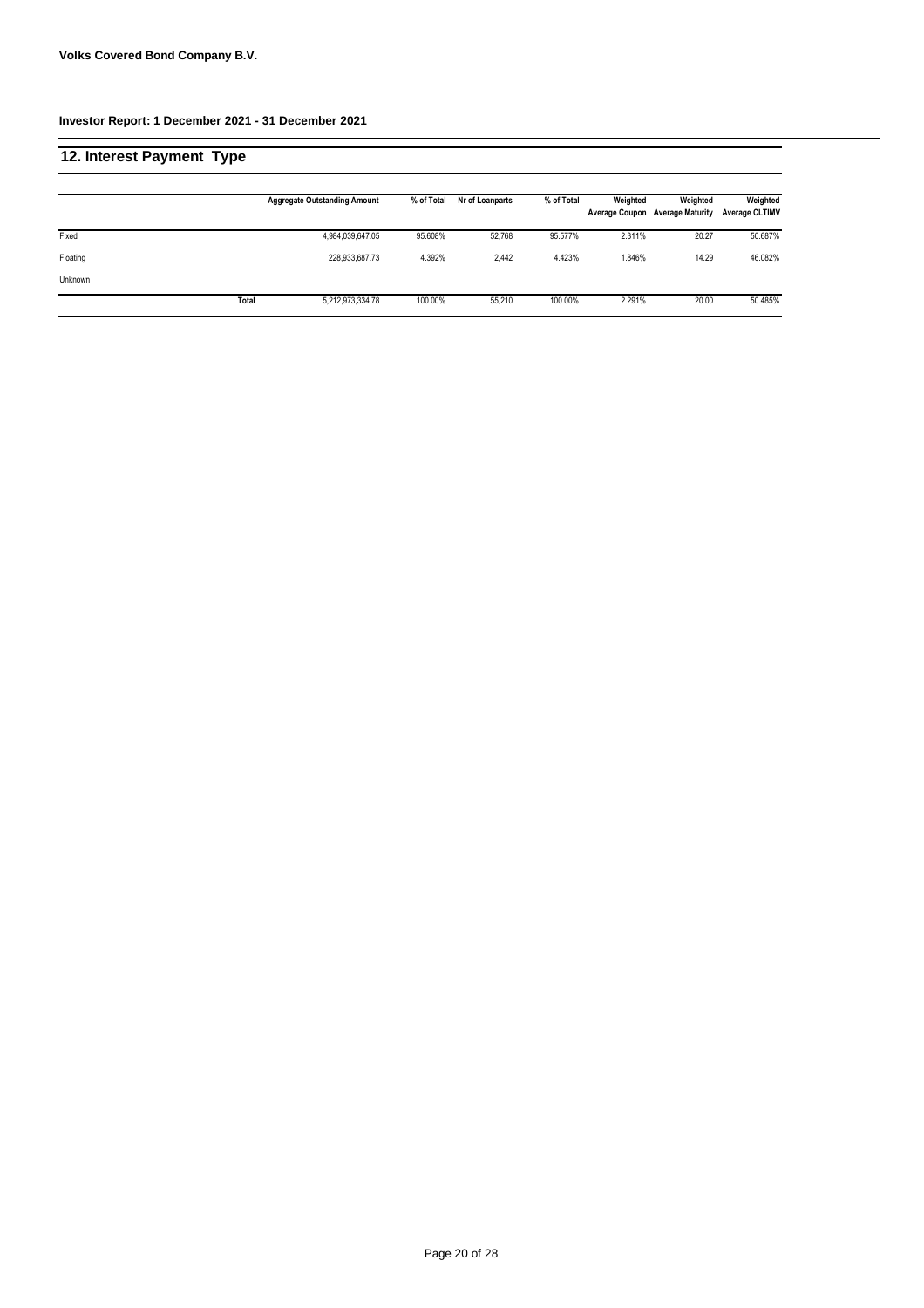**Volks Covered Bond Company B.V.**

**Investor Report: 1 December 2021 - 31 December 2021**

## 12. Interest Payment Type

| | Aggregate Outstanding Amount | % of Total | Nr of Loanparts | % of Total | Weighted Average Coupon | Weighted Average Maturity | Weighted Average CLTIMV |
|---|---|---|---|---|---|---|---|
| Fixed | 4,984,039,647.05 | 95.608% | 52,768 | 95.577% | 2.311% | 20.27 | 50.687% |
| Floating | 228,933,687.73 | 4.392% | 2,442 | 4.423% | 1.846% | 14.29 | 46.082% |
| Unknown | | | | | | | |
| **Total** | 5,212,973,334.78 | 100.00% | 55,210 | 100.00% | 2.291% | 20.00 | 50.485% |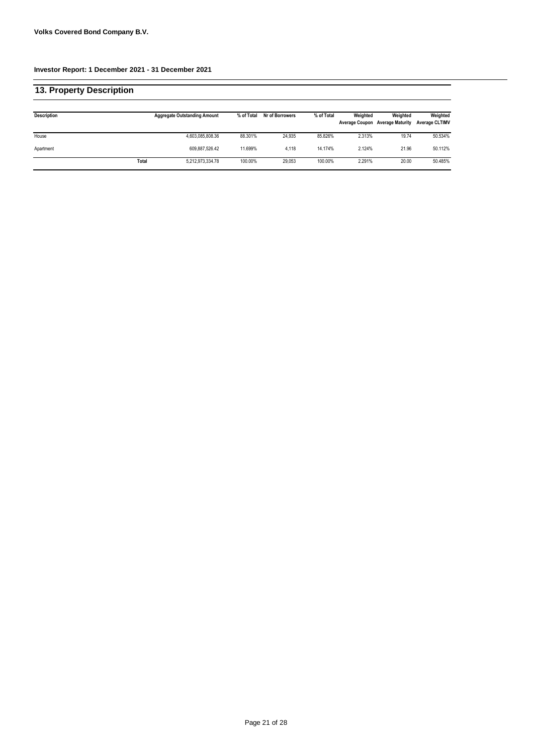**Volks Covered Bond Company B.V.**

**Investor Report: 1 December 2021 - 31 December 2021**

## 13. Property Description

| Description | | Aggregate Outstanding Amount | % of Total | Nr of Borrowers | % of Total | Weighted Average Coupon | Weighted Average Maturity | Weighted Average CLTIMV |
|---|---|---|---|---|---|---|---|---|
| House | | 4,603,085,808.36 | 88.301% | 24,935 | 85.826% | 2.313% | 19.74 | 50.534% |
| Apartment | | 609,887,526.42 | 11.699% | 4,118 | 14.174% | 2.124% | 21.96 | 50.112% |
| | Total | 5,212,973,334.78 | 100.00% | 29,053 | 100.00% | 2.291% | 20.00 | 50.485% |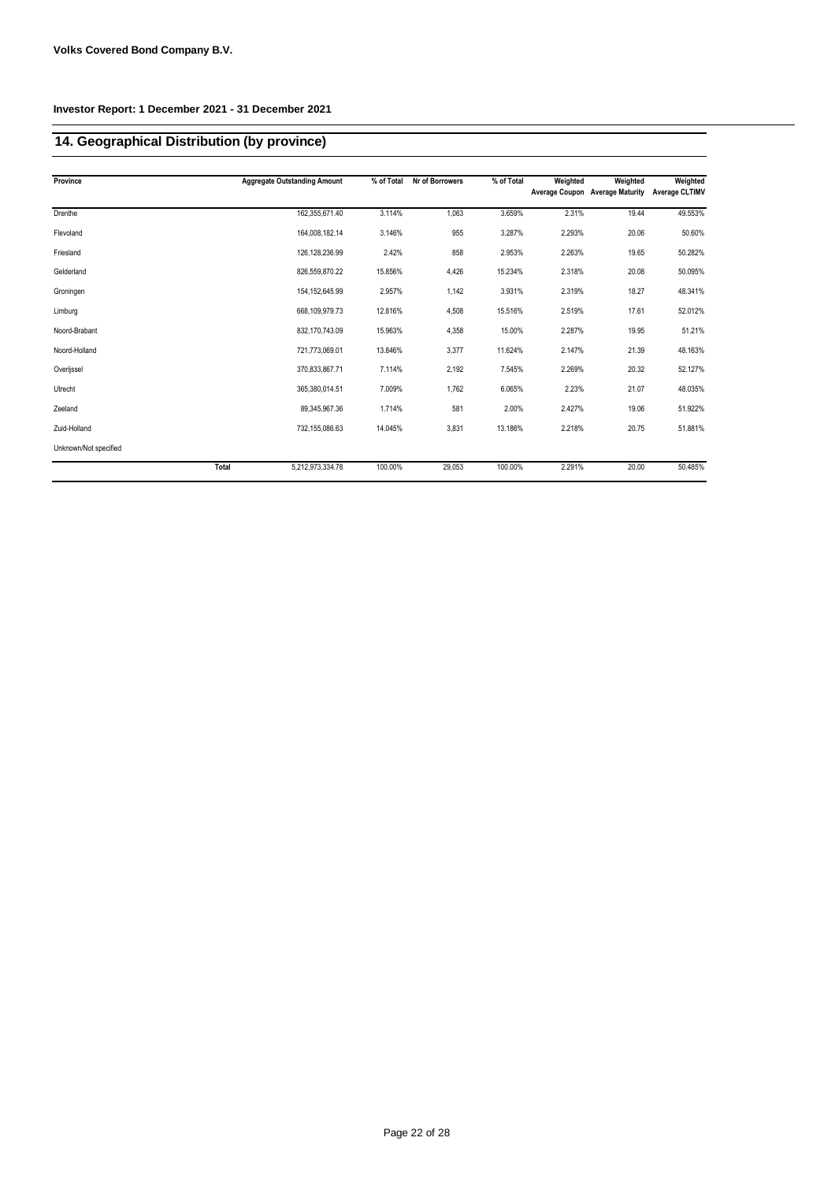**Volks Covered Bond Company B.V.**

**Investor Report: 1 December 2021 - 31 December 2021**

## 14. Geographical Distribution (by province)

| Province | Aggregate Outstanding Amount | % of Total | Nr of Borrowers | % of Total | Weighted Average Coupon | Weighted Average Maturity | Weighted Average CLTIMV |
|---|---|---|---|---|---|---|---|
| Drenthe | 162,355,671.40 | 3.114% | 1,063 | 3.659% | 2.31% | 19.44 | 49.553% |
| Flevoland | 164,008,182.14 | 3.146% | 955 | 3.287% | 2.293% | 20.06 | 50.60% |
| Friesland | 126,128,236.99 | 2.42% | 858 | 2.953% | 2.263% | 19.65 | 50.282% |
| Gelderland | 826,559,870.22 | 15.856% | 4,426 | 15.234% | 2.318% | 20.08 | 50.095% |
| Groningen | 154,152,645.99 | 2.957% | 1,142 | 3.931% | 2.319% | 18.27 | 48.341% |
| Limburg | 668,109,979.73 | 12.816% | 4,508 | 15.516% | 2.519% | 17.61 | 52.012% |
| Noord-Brabant | 832,170,743.09 | 15.963% | 4,358 | 15.00% | 2.287% | 19.95 | 51.21% |
| Noord-Holland | 721,773,069.01 | 13.846% | 3,377 | 11.624% | 2.147% | 21.39 | 48.163% |
| Overijssel | 370,833,867.71 | 7.114% | 2,192 | 7.545% | 2.269% | 20.32 | 52.127% |
| Utrecht | 365,380,014.51 | 7.009% | 1,762 | 6.065% | 2.23% | 21.07 | 48.035% |
| Zeeland | 89,345,967.36 | 1.714% | 581 | 2.00% | 2.427% | 19.06 | 51.922% |
| Zuid-Holland | 732,155,086.63 | 14.045% | 3,831 | 13.186% | 2.218% | 20.75 | 51.881% |
| Unknown/Not specified | | | | | | | |
| Total | 5,212,973,334.78 | 100.00% | 29,053 | 100.00% | 2.291% | 20.00 | 50.485% |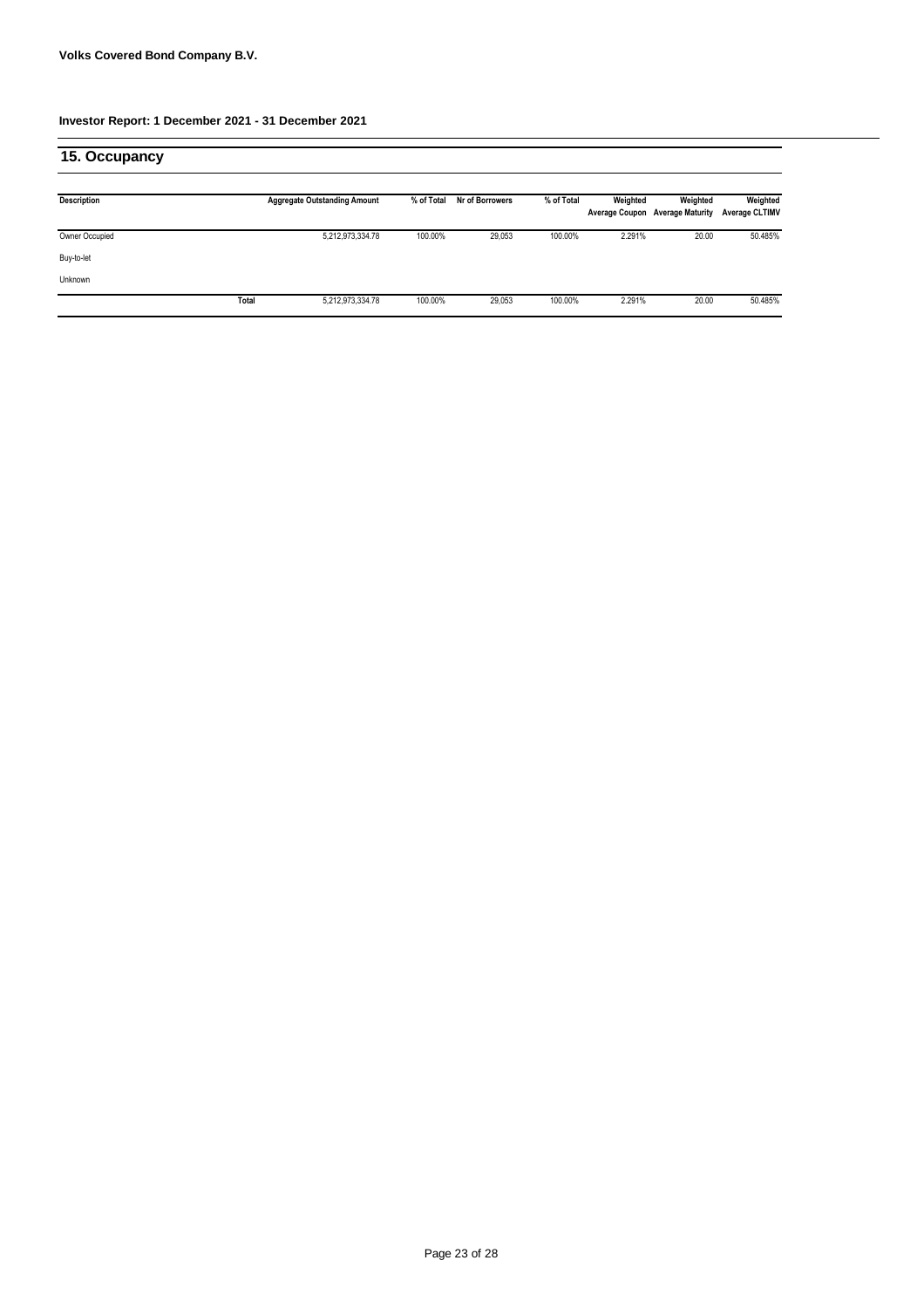**Volks Covered Bond Company B.V.**

**Investor Report: 1 December 2021 - 31 December 2021**

## 15. Occupancy

| Description | | Aggregate Outstanding Amount | % of Total | Nr of Borrowers | % of Total | Weighted Average Coupon | Weighted Average Maturity | Weighted Average CLTIMV |
|---|---|---|---|---|---|---|---|---|
| Owner Occupied | | 5,212,973,334.78 | 100.00% | 29,053 | 100.00% | 2.291% | 20.00 | 50.485% |
| Buy-to-let | | | | | | | | |
| Unknown | | | | | | | | |
| | **Total** | 5,212,973,334.78 | 100.00% | 29,053 | 100.00% | 2.291% | 20.00 | 50.485% |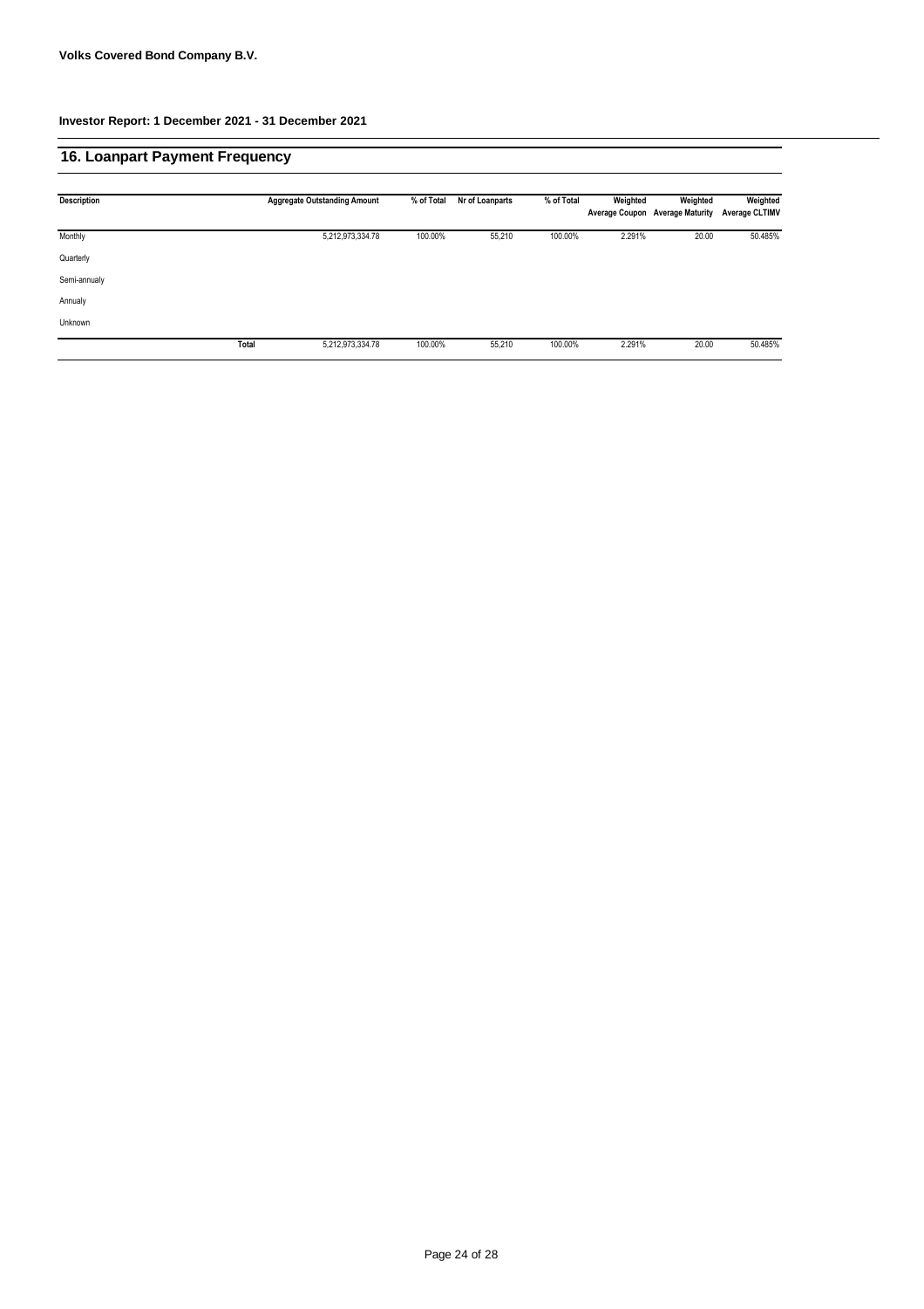**Volks Covered Bond Company B.V.**

**Investor Report: 1 December 2021 - 31 December 2021**

## 16. Loanpart Payment Frequency

| Description | | Aggregate Outstanding Amount | % of Total | Nr of Loanparts | % of Total | Weighted Average Coupon | Weighted Average Maturity | Weighted Average CLTIMV |
|---|---|---|---|---|---|---|---|---|
| Monthly | | 5,212,973,334.78 | 100.00% | 55,210 | 100.00% | 2.291% | 20.00 | 50.485% |
| Quarterly | | | | | | | | |
| Semi-annualy | | | | | | | | |
| Annualy | | | | | | | | |
| Unknown | | | | | | | | |
| | Total | 5,212,973,334.78 | 100.00% | 55,210 | 100.00% | 2.291% | 20.00 | 50.485% |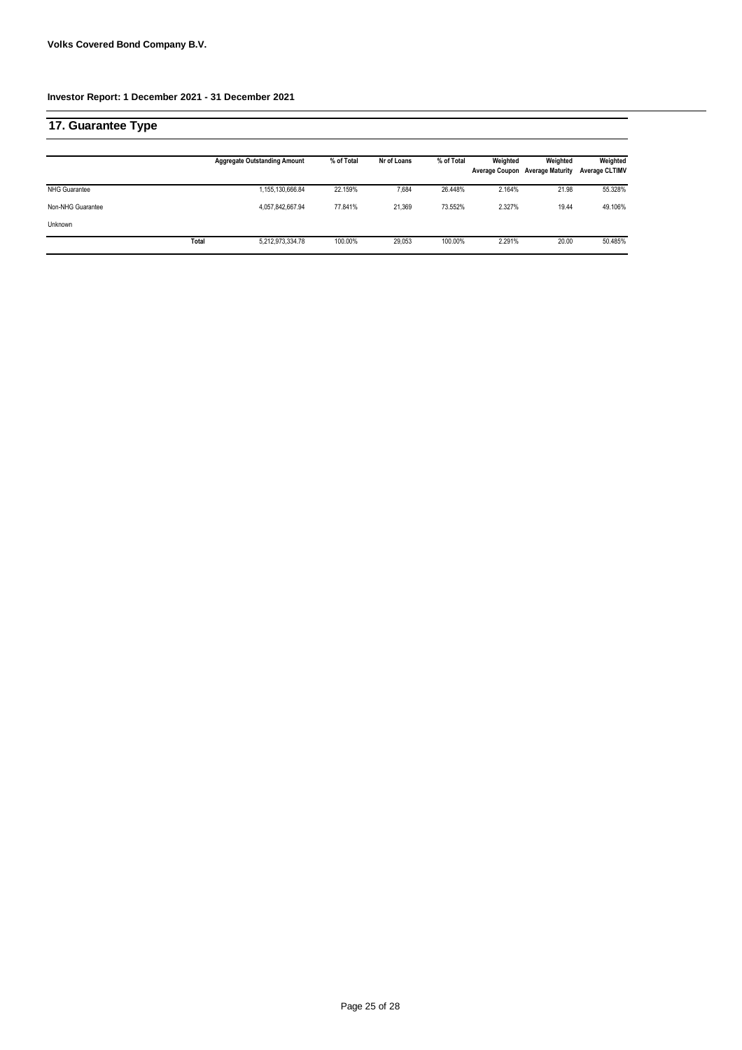**Volks Covered Bond Company B.V.**

**Investor Report: 1 December 2021 - 31 December 2021**

## 17. Guarantee Type

| | | Aggregate Outstanding Amount | % of Total | Nr of Loans | % of Total | Weighted Average Coupon | Weighted Average Maturity | Weighted Average CLTIMV |
|---|---|---|---|---|---|---|---|---|
| NHG Guarantee | | 1,155,130,666.84 | 22.159% | 7,684 | 26.448% | 2.164% | 21.98 | 55.328% |
| Non-NHG Guarantee | | 4,057,842,667.94 | 77.841% | 21,369 | 73.552% | 2.327% | 19.44 | 49.106% |
| Unknown | | | | | | | | |
| | Total | 5,212,973,334.78 | 100.00% | 29,053 | 100.00% | 2.291% | 20.00 | 50.485% |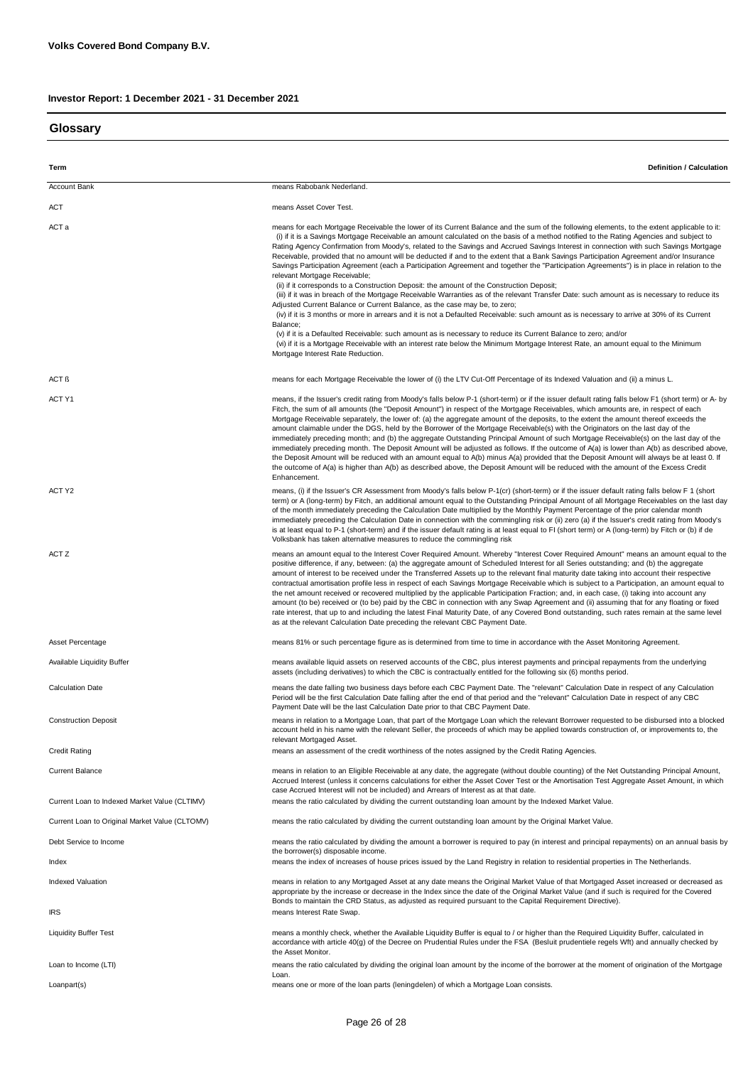**Volks Covered Bond Company B.V.**

**Investor Report: 1 December 2021 - 31 December 2021**

## Glossary

| Term | Definition / Calculation |
|---|---|
| Account Bank | means Rabobank Nederland. |
| ACT | means Asset Cover Test. |
| ACT a | means for each Mortgage Receivable the lower of its Current Balance and the sum of the following elements, to the extent applicable to it:<br>(i) if it is a Savings Mortgage Receivable an amount calculated on the basis of a method notified to the Rating Agencies and subject to Rating Agency Confirmation from Moody's, related to the Savings and Accrued Savings Interest in connection with such Savings Mortgage Receivable, provided that no amount will be deducted if and to the extent that a Bank Savings Participation Agreement and/or Insurance Savings Participation Agreement (each a Participation Agreement and together the "Participation Agreements") is in place in relation to the relevant Mortgage Receivable;<br>(ii) if it corresponds to a Construction Deposit: the amount of the Construction Deposit;<br>(iii) if it was in breach of the Mortgage Receivable Warranties as of the relevant Transfer Date: such amount as is necessary to reduce its Adjusted Current Balance or Current Balance, as the case may be, to zero;<br>(iv) if it is 3 months or more in arrears and it is not a Defaulted Receivable: such amount as is necessary to arrive at 30% of its Current Balance;<br>(v) if it is a Defaulted Receivable: such amount as is necessary to reduce its Current Balance to zero; and/or<br>(vi) if it is a Mortgage Receivable with an interest rate below the Minimum Mortgage Interest Rate, an amount equal to the Minimum Mortgage Interest Rate Reduction. |
| ACT ß | means for each Mortgage Receivable the lower of (i) the LTV Cut-Off Percentage of its Indexed Valuation and (ii) a minus L. |
| ACT Y1 | means, if the Issuer's credit rating from Moody's falls below P-1 (short-term) or if the issuer default rating falls below F1 (short term) or A- by Fitch, the sum of all amounts (the "Deposit Amount") in respect of the Mortgage Receivables, which amounts are, in respect of each Mortgage Receivable separately, the lower of: (a) the aggregate amount of the deposits, to the extent the amount thereof exceeds the amount claimable under the DGS, held by the Borrower of the Mortgage Receivable(s) with the Originators on the last day of the immediately preceding month; and (b) the aggregate Outstanding Principal Amount of such Mortgage Receivable(s) on the last day of the immediately preceding month. The Deposit Amount will be adjusted as follows. If the outcome of A(a) is lower than A(b) as described above, the Deposit Amount will be reduced with an amount equal to A(b) minus A(a) provided that the Deposit Amount will always be at least 0. If the outcome of A(a) is higher than A(b) as described above, the Deposit Amount will be reduced with the amount of the Excess Credit Enhancement. |
| ACT Y2 | means, (i) if the Issuer's CR Assessment from Moody's falls below P-1(cr) (short-term) or if the issuer default rating falls below F 1 (short term) or A (long-term) by Fitch, an additional amount equal to the Outstanding Principal Amount of all Mortgage Receivables on the last day of the month immediately preceding the Calculation Date multiplied by the Monthly Payment Percentage of the prior calendar month immediately preceding the Calculation Date in connection with the commingling risk or (ii) zero (a) if the Issuer's credit rating from Moody's is at least equal to P-1 (short-term) and if the issuer default rating is at least equal to FI (short term) or A (long-term) by Fitch or (b) if de Volksbank has taken alternative measures to reduce the commingling risk |
| ACT Z | means an amount equal to the Interest Cover Required Amount. Whereby "Interest Cover Required Amount" means an amount equal to the positive difference, if any, between: (a) the aggregate amount of Scheduled Interest for all Series outstanding; and (b) the aggregate amount of interest to be received under the Transferred Assets up to the relevant final maturity date taking into account their respective contractual amortisation profile less in respect of each Savings Mortgage Receivable which is subject to a Participation, an amount equal to the net amount received or recovered multiplied by the applicable Participation Fraction; and, in each case, (i) taking into account any amount (to be) received or (to be) paid by the CBC in connection with any Swap Agreement and (ii) assuming that for any floating or fixed rate interest, that up to and including the latest Final Maturity Date, of any Covered Bond outstanding, such rates remain at the same level as at the relevant Calculation Date preceding the relevant CBC Payment Date. |
| Asset Percentage | means 81% or such percentage figure as is determined from time to time in accordance with the Asset Monitoring Agreement. |
| Available Liquidity Buffer | means available liquid assets on reserved accounts of the CBC, plus interest payments and principal repayments from the underlying assets (including derivatives) to which the CBC is contractually entitled for the following six (6) months period. |
| Calculation Date | means the date falling two business days before each CBC Payment Date. The "relevant" Calculation Date in respect of any Calculation Period will be the first Calculation Date falling after the end of that period and the "relevant" Calculation Date in respect of any CBC Payment Date will be the last Calculation Date prior to that CBC Payment Date. |
| Construction Deposit | means in relation to a Mortgage Loan, that part of the Mortgage Loan which the relevant Borrower requested to be disbursed into a blocked account held in his name with the relevant Seller, the proceeds of which may be applied towards construction of, or improvements to, the relevant Mortgaged Asset. |
| Credit Rating | means an assessment of the credit worthiness of the notes assigned by the Credit Rating Agencies. |
| Current Balance | means in relation to an Eligible Receivable at any date, the aggregate (without double counting) of the Net Outstanding Principal Amount, Accrued Interest (unless it concerns calculations for either the Asset Cover Test or the Amortisation Test Aggregate Asset Amount, in which case Accrued Interest will not be included) and Arrears of Interest as at that date. |
| Current Loan to Indexed Market Value (CLTIMV) | means the ratio calculated by dividing the current outstanding loan amount by the Indexed Market Value. |
| Current Loan to Original Market Value (CLTOMV) | means the ratio calculated by dividing the current outstanding loan amount by the Original Market Value. |
| Debt Service to Income | means the ratio calculated by dividing the amount a borrower is required to pay (in interest and principal repayments) on an annual basis by the borrower(s) disposable income. |
| Index | means the index of increases of house prices issued by the Land Registry in relation to residential properties in The Netherlands. |
| Indexed Valuation | means in relation to any Mortgaged Asset at any date means the Original Market Value of that Mortgaged Asset increased or decreased as appropriate by the increase or decrease in the Index since the date of the Original Market Value (and if such is required for the Covered Bonds to maintain the CRD Status, as adjusted as required pursuant to the Capital Requirement Directive). |
| IRS | means Interest Rate Swap. |
| Liquidity Buffer Test | means a monthly check, whether the Available Liquidity Buffer is equal to / or higher than the Required Liquidity Buffer, calculated in accordance with article 40(g) of the Decree on Prudential Rules under the FSA (Besluit prudentiele regels Wft) and annually checked by the Asset Monitor. |
| Loan to Income (LTI) | means the ratio calculated by dividing the original loan amount by the income of the borrower at the moment of origination of the Mortgage Loan. |
| Loanpart(s) | means one or more of the loan parts (leningdelen) of which a Mortgage Loan consists. |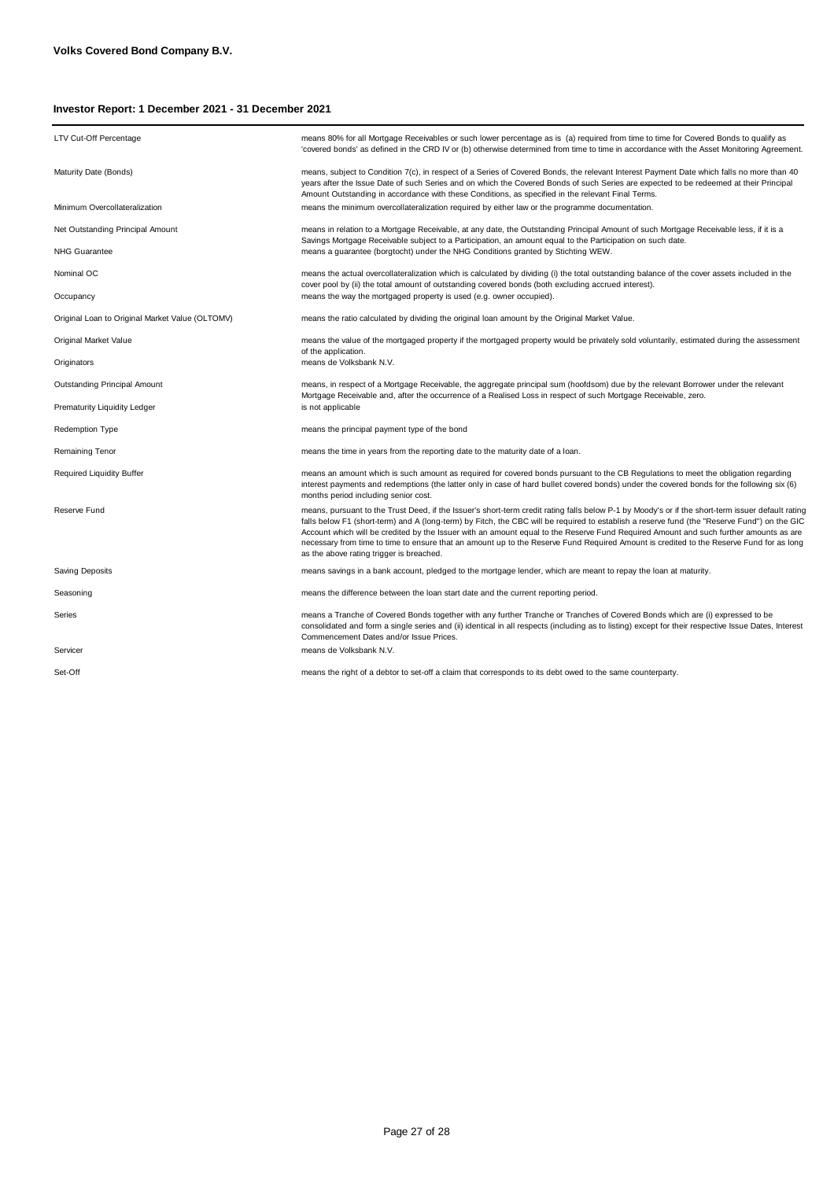**Volks Covered Bond Company B.V.**

**Investor Report: 1 December 2021 - 31 December 2021**

| | |
|---|---|
| LTV Cut-Off Percentage | means 80% for all Mortgage Receivables or such lower percentage as is (a) required from time to time for Covered Bonds to qualify as 'covered bonds' as defined in the CRD IV or (b) otherwise determined from time to time in accordance with the Asset Monitoring Agreement. |
| Maturity Date (Bonds) | means, subject to Condition 7(c), in respect of a Series of Covered Bonds, the relevant Interest Payment Date which falls no more than 40 years after the Issue Date of such Series and on which the Covered Bonds of such Series are expected to be redeemed at their Principal Amount Outstanding in accordance with these Conditions, as specified in the relevant Final Terms. |
| Minimum Overcollateralization | means the minimum overcollateralization required by either law or the programme documentation. |
| Net Outstanding Principal Amount | means in relation to a Mortgage Receivable, at any date, the Outstanding Principal Amount of such Mortgage Receivable less, if it is a Savings Mortgage Receivable subject to a Participation, an amount equal to the Participation on such date. |
| NHG Guarantee | means a guarantee (borgtocht) under the NHG Conditions granted by Stichting WEW. |
| Nominal OC | means the actual overcollateralization which is calculated by dividing (i) the total outstanding balance of the cover assets included in the cover pool by (ii) the total amount of outstanding covered bonds (both excluding accrued interest). |
| Occupancy | means the way the mortgaged property is used (e.g. owner occupied). |
| Original Loan to Original Market Value (OLTOMV) | means the ratio calculated by dividing the original loan amount by the Original Market Value. |
| Original Market Value | means the value of the mortgaged property if the mortgaged property would be privately sold voluntarily, estimated during the assessment of the application. |
| Originators | means de Volksbank N.V. |
| Outstanding Principal Amount | means, in respect of a Mortgage Receivable, the aggregate principal sum (hoofdsom) due by the relevant Borrower under the relevant Mortgage Receivable and, after the occurrence of a Realised Loss in respect of such Mortgage Receivable, zero. |
| Prematurity Liquidity Ledger | is not applicable |
| Redemption Type | means the principal payment type of the bond |
| Remaining Tenor | means the time in years from the reporting date to the maturity date of a loan. |
| Required Liquidity Buffer | means an amount which is such amount as required for covered bonds pursuant to the CB Regulations to meet the obligation regarding interest payments and redemptions (the latter only in case of hard bullet covered bonds) under the covered bonds for the following six (6) months period including senior cost. |
| Reserve Fund | means, pursuant to the Trust Deed, if the Issuer's short-term credit rating falls below P-1 by Moody's or if the short-term issuer default rating falls below F1 (short-term) and A (long-term) by Fitch, the CBC will be required to establish a reserve fund (the "Reserve Fund") on the GIC Account which will be credited by the Issuer with an amount equal to the Reserve Fund Required Amount and such further amounts as are necessary from time to time to ensure that an amount up to the Reserve Fund Required Amount is credited to the Reserve Fund for as long as the above rating trigger is breached. |
| Saving Deposits | means savings in a bank account, pledged to the mortgage lender, which are meant to repay the loan at maturity. |
| Seasoning | means the difference between the loan start date and the current reporting period. |
| Series | means a Tranche of Covered Bonds together with any further Tranche or Tranches of Covered Bonds which are (i) expressed to be consolidated and form a single series and (ii) identical in all respects (including as to listing) except for their respective Issue Dates, Interest Commencement Dates and/or Issue Prices. |
| Servicer | means de Volksbank N.V. |
| Set-Off | means the right of a debtor to set-off a claim that corresponds to its debt owed to the same counterparty. |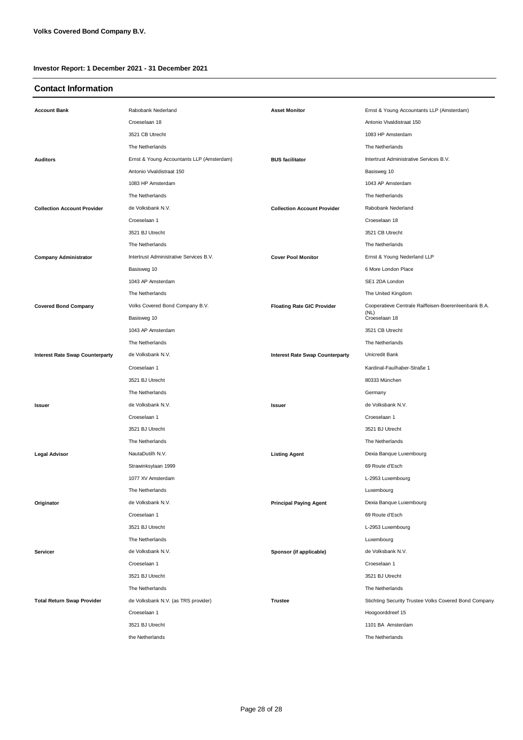**Volks Covered Bond Company B.V.**

**Investor Report: 1 December 2021 - 31 December 2021**

## Contact Information

| | | | |
|---|---|---|---|
| **Account Bank** | Rabobank Nederland | **Asset Monitor** | Ernst & Young Accountants LLP (Amsterdam) |
| | Croeselaan 18 | | Antonio Vivaldistraat 150 |
| | 3521 CB Utrecht | | 1083 HP Amsterdam |
| | The Netherlands | | The Netherlands |
| **Auditors** | Ernst & Young Accountants LLP (Amsterdam) | **BUS facilitator** | Intertrust Administrative Services B.V. |
| | Antonio Vivaldistraat 150 | | Basisweg 10 |
| | 1083 HP Amsterdam | | 1043 AP Amsterdam |
| | The Netherlands | | The Netherlands |
| **Collection Account Provider** | de Volksbank N.V. | **Collection Account Provider** | Rabobank Nederland |
| | Croeselaan 1 | | Croeselaan 18 |
| | 3521 BJ Utrecht | | 3521 CB Utrecht |
| | The Netherlands | | The Netherlands |
| **Company Administrator** | Intertrust Administrative Services B.V. | **Cover Pool Monitor** | Ernst & Young Nederland LLP |
| | Basisweg 10 | | 6 More London Place |
| | 1043 AP Amsterdam | | SE1 2DA London |
| | The Netherlands | | The United Kingdom |
| **Covered Bond Company** | Volks Covered Bond Company B.V. | **Floating Rate GIC Provider** | Cooperatieve Centrale Raiffeisen-Boerenleenbank B.A. (NL) |
| | Basisweg 10 | | Croeselaan 18 |
| | 1043 AP Amsterdam | | 3521 CB Utrecht |
| | The Netherlands | | The Netherlands |
| **Interest Rate Swap Counterparty** | de Volksbank N.V. | **Interest Rate Swap Counterparty** | Unicredit Bank |
| | Croeselaan 1 | | Kardinal-Faulhaber-Straße 1 |
| | 3521 BJ Utrecht | | 80333 München |
| | The Netherlands | | Germany |
| **Issuer** | de Volksbank N.V. | **Issuer** | de Volksbank N.V. |
| | Croeselaan 1 | | Croeselaan 1 |
| | 3521 BJ Utrecht | | 3521 BJ Utrecht |
| | The Netherlands | | The Netherlands |
| **Legal Advisor** | NautaDutilh N.V. | **Listing Agent** | Dexia Banque Luxembourg |
| | Strawinksylaan 1999 | | 69 Route d'Esch |
| | 1077 XV Amsterdam | | L-2953 Luxembourg |
| | The Netherlands | | Luxembourg |
| **Originator** | de Volksbank N.V. | **Principal Paying Agent** | Dexia Banque Luxembourg |
| | Croeselaan 1 | | 69 Route d'Esch |
| | 3521 BJ Utrecht | | L-2953 Luxembourg |
| | The Netherlands | | Luxembourg |
| **Servicer** | de Volksbank N.V. | **Sponsor (if applicable)** | de Volksbank N.V. |
| | Croeselaan 1 | | Croeselaan 1 |
| | 3521 BJ Utrecht | | 3521 BJ Utrecht |
| | The Netherlands | | The Netherlands |
| **Total Return Swap Provider** | de Volksbank N.V. (as TRS provider) | **Trustee** | Stichting Security Trustee Volks Covered Bond Company |
| | Croeselaan 1 | | Hoogoorddreef 15 |
| | 3521 BJ Utrecht | | 1101 BA Amsterdam |
| | the Netherlands | | The Netherlands |